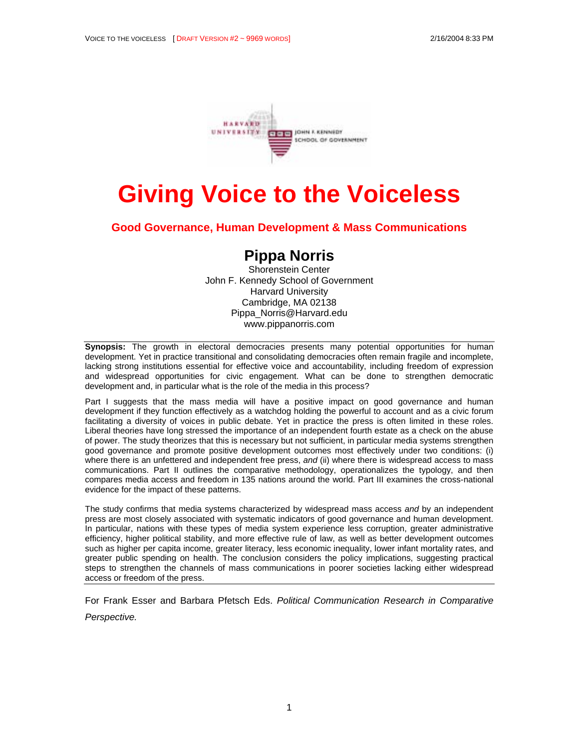# Giving Voice to the Voiceless

## Good Governance, Human Development & Mass Communications

**Pippa Norris**

Shorenstein Center
John F. Kennedy School of Government
Harvard University
Cambridge, MA 02138
Pippa_Norris@Harvard.edu
www.pippanorris.com

---

**Synopsis:** The growth in electoral democracies presents many potential opportunities for human development. Yet in practice transitional and consolidating democracies often remain fragile and incomplete, lacking strong institutions essential for effective voice and accountability, including freedom of expression and widespread opportunities for civic engagement. What can be done to strengthen democratic development and, in particular what is the role of the media in this process?

Part I suggests that the mass media will have a positive impact on good governance and human development if they function effectively as a watchdog holding the powerful to account and as a civic forum facilitating a diversity of voices in public debate. Yet in practice the press is often limited in these roles. Liberal theories have long stressed the importance of an independent fourth estate as a check on the abuse of power. The study theorizes that this is necessary but not sufficient, in particular media systems strengthen good governance and promote positive development outcomes most effectively under two conditions: (i) where there is an unfettered and independent free press, *and* (ii) where there is widespread access to mass communications. Part II outlines the comparative methodology, operationalizes the typology, and then compares media access and freedom in 135 nations around the world. Part III examines the cross-national evidence for the impact of these patterns.

The study confirms that media systems characterized by widespread mass access *and* by an independent press are most closely associated with systematic indicators of good governance and human development. In particular, nations with these types of media system experience less corruption, greater administrative efficiency, higher political stability, and more effective rule of law, as well as better development outcomes such as higher per capita income, greater literacy, less economic inequality, lower infant mortality rates, and greater public spending on health. The conclusion considers the policy implications, suggesting practical steps to strengthen the channels of mass communications in poorer societies lacking either widespread access or freedom of the press.

---

For Frank Esser and Barbara Pfetsch Eds. *Political Communication Research in Comparative Perspective.*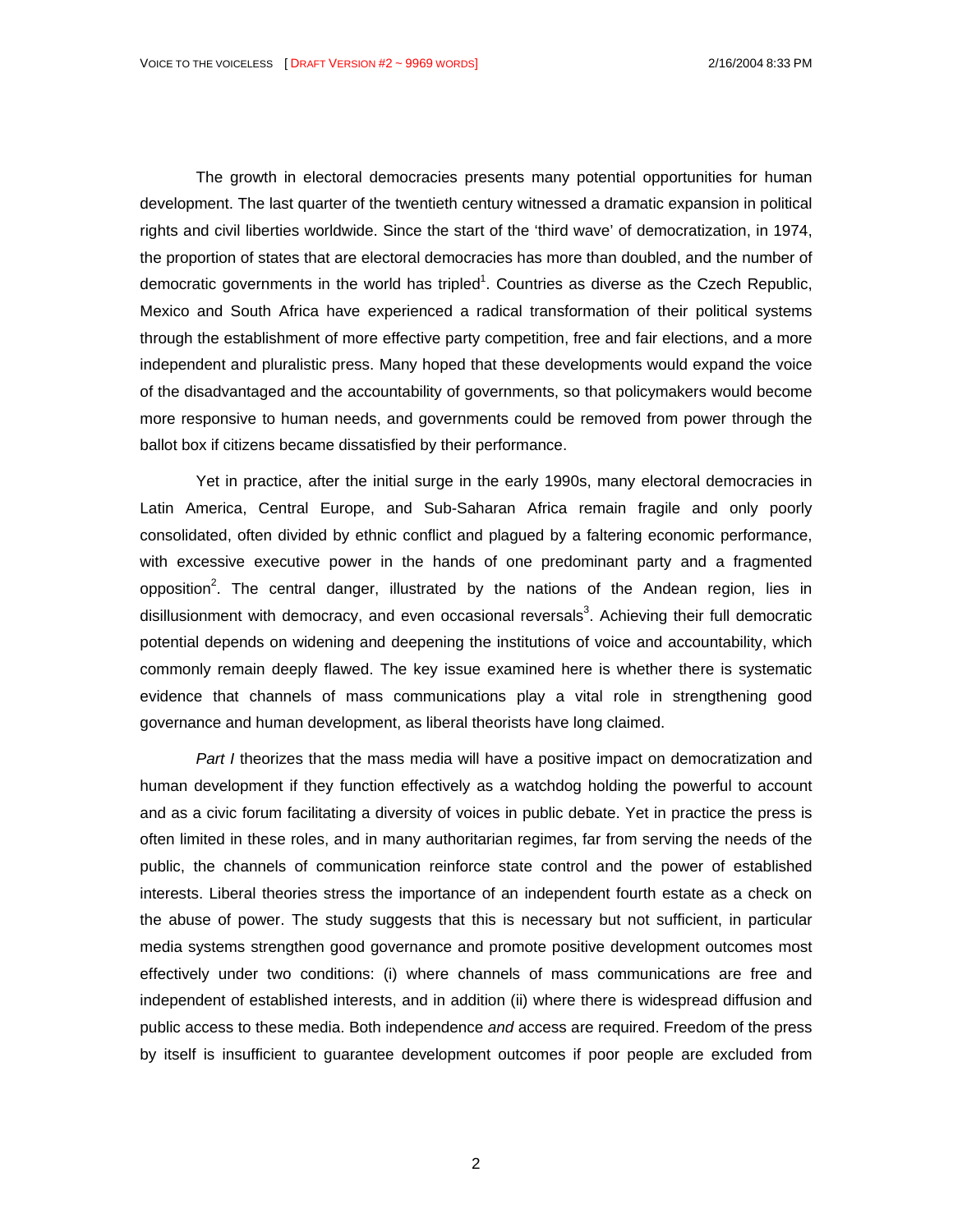The growth in electoral democracies presents many potential opportunities for human development. The last quarter of the twentieth century witnessed a dramatic expansion in political rights and civil liberties worldwide. Since the start of the 'third wave' of democratization, in 1974, the proportion of states that are electoral democracies has more than doubled, and the number of democratic governments in the world has tripled[1]. Countries as diverse as the Czech Republic, Mexico and South Africa have experienced a radical transformation of their political systems through the establishment of more effective party competition, free and fair elections, and a more independent and pluralistic press. Many hoped that these developments would expand the voice of the disadvantaged and the accountability of governments, so that policymakers would become more responsive to human needs, and governments could be removed from power through the ballot box if citizens became dissatisfied by their performance.

Yet in practice, after the initial surge in the early 1990s, many electoral democracies in Latin America, Central Europe, and Sub-Saharan Africa remain fragile and only poorly consolidated, often divided by ethnic conflict and plagued by a faltering economic performance, with excessive executive power in the hands of one predominant party and a fragmented opposition[2]. The central danger, illustrated by the nations of the Andean region, lies in disillusionment with democracy, and even occasional reversals[3]. Achieving their full democratic potential depends on widening and deepening the institutions of voice and accountability, which commonly remain deeply flawed. The key issue examined here is whether there is systematic evidence that channels of mass communications play a vital role in strengthening good governance and human development, as liberal theorists have long claimed.

*Part I* theorizes that the mass media will have a positive impact on democratization and human development if they function effectively as a watchdog holding the powerful to account and as a civic forum facilitating a diversity of voices in public debate. Yet in practice the press is often limited in these roles, and in many authoritarian regimes, far from serving the needs of the public, the channels of communication reinforce state control and the power of established interests. Liberal theories stress the importance of an independent fourth estate as a check on the abuse of power. The study suggests that this is necessary but not sufficient, in particular media systems strengthen good governance and promote positive development outcomes most effectively under two conditions: (i) where channels of mass communications are free and independent of established interests, and in addition (ii) where there is widespread diffusion and public access to these media. Both independence *and* access are required. Freedom of the press by itself is insufficient to guarantee development outcomes if poor people are excluded from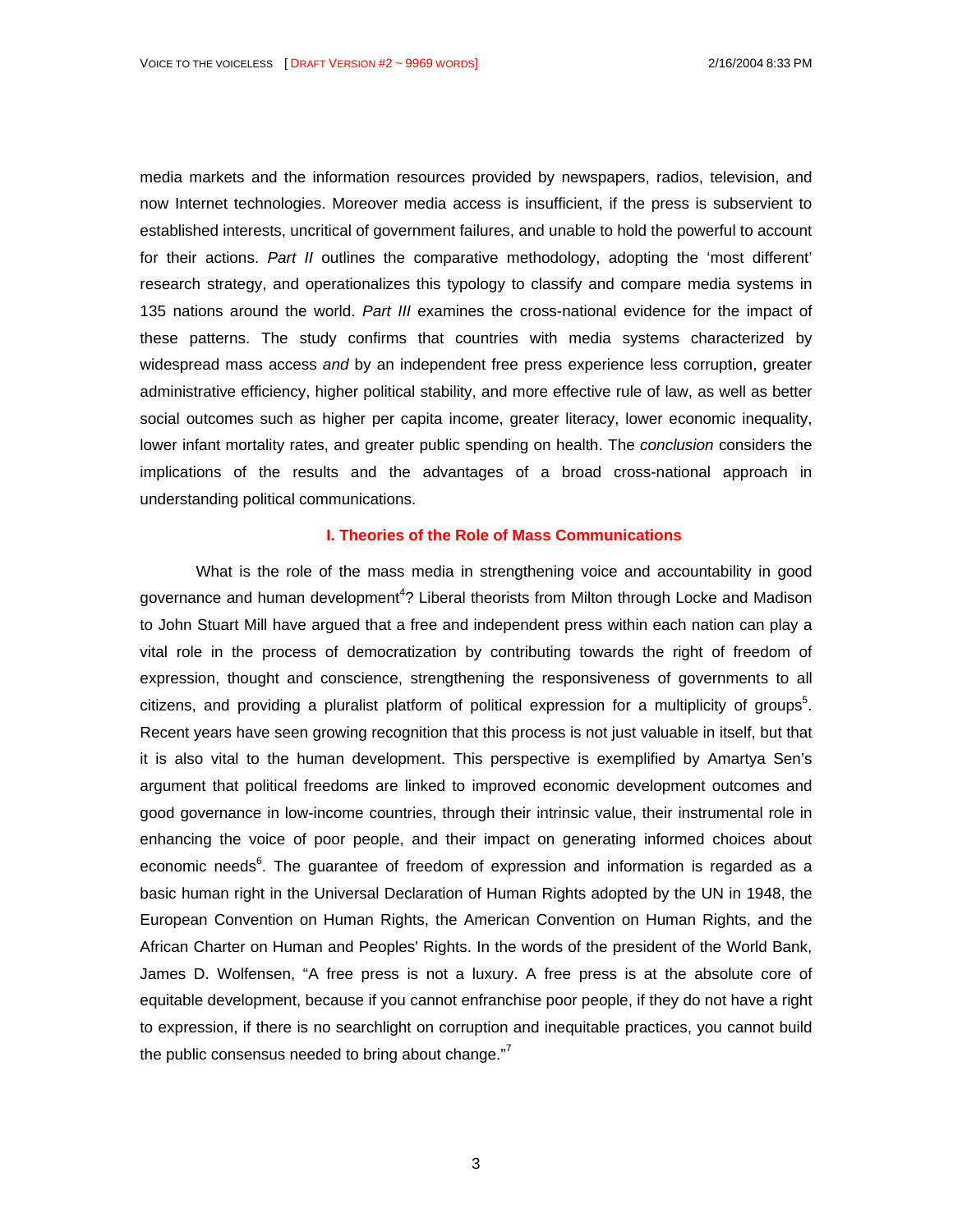media markets and the information resources provided by newspapers, radios, television, and now Internet technologies. Moreover media access is insufficient, if the press is subservient to established interests, uncritical of government failures, and unable to hold the powerful to account for their actions. *Part II* outlines the comparative methodology, adopting the 'most different' research strategy, and operationalizes this typology to classify and compare media systems in 135 nations around the world. *Part III* examines the cross-national evidence for the impact of these patterns. The study confirms that countries with media systems characterized by widespread mass access *and* by an independent free press experience less corruption, greater administrative efficiency, higher political stability, and more effective rule of law, as well as better social outcomes such as higher per capita income, greater literacy, lower economic inequality, lower infant mortality rates, and greater public spending on health. The *conclusion* considers the implications of the results and the advantages of a broad cross-national approach in understanding political communications.

## I. Theories of the Role of Mass Communications

What is the role of the mass media in strengthening voice and accountability in good governance and human development[4]? Liberal theorists from Milton through Locke and Madison to John Stuart Mill have argued that a free and independent press within each nation can play a vital role in the process of democratization by contributing towards the right of freedom of expression, thought and conscience, strengthening the responsiveness of governments to all citizens, and providing a pluralist platform of political expression for a multiplicity of groups[5]. Recent years have seen growing recognition that this process is not just valuable in itself, but that it is also vital to the human development. This perspective is exemplified by Amartya Sen's argument that political freedoms are linked to improved economic development outcomes and good governance in low-income countries, through their intrinsic value, their instrumental role in enhancing the voice of poor people, and their impact on generating informed choices about economic needs[6]. The guarantee of freedom of expression and information is regarded as a basic human right in the Universal Declaration of Human Rights adopted by the UN in 1948, the European Convention on Human Rights, the American Convention on Human Rights, and the African Charter on Human and Peoples' Rights. In the words of the president of the World Bank, James D. Wolfensen, "A free press is not a luxury. A free press is at the absolute core of equitable development, because if you cannot enfranchise poor people, if they do not have a right to expression, if there is no searchlight on corruption and inequitable practices, you cannot build the public consensus needed to bring about change."[7]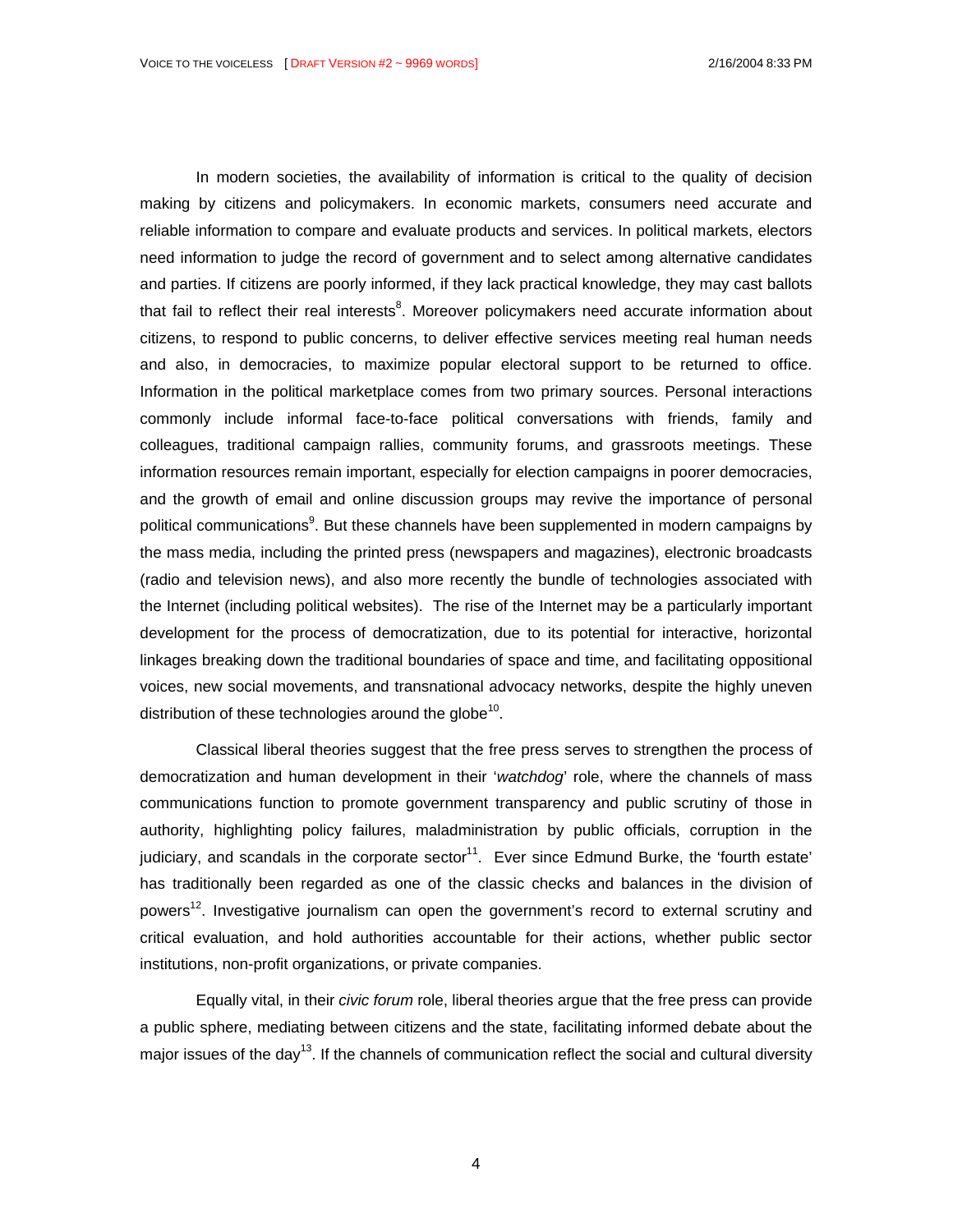In modern societies, the availability of information is critical to the quality of decision making by citizens and policymakers. In economic markets, consumers need accurate and reliable information to compare and evaluate products and services. In political markets, electors need information to judge the record of government and to select among alternative candidates and parties. If citizens are poorly informed, if they lack practical knowledge, they may cast ballots that fail to reflect their real interests[8]. Moreover policymakers need accurate information about citizens, to respond to public concerns, to deliver effective services meeting real human needs and also, in democracies, to maximize popular electoral support to be returned to office. Information in the political marketplace comes from two primary sources. Personal interactions commonly include informal face-to-face political conversations with friends, family and colleagues, traditional campaign rallies, community forums, and grassroots meetings. These information resources remain important, especially for election campaigns in poorer democracies, and the growth of email and online discussion groups may revive the importance of personal political communications[9]. But these channels have been supplemented in modern campaigns by the mass media, including the printed press (newspapers and magazines), electronic broadcasts (radio and television news), and also more recently the bundle of technologies associated with the Internet (including political websites). The rise of the Internet may be a particularly important development for the process of democratization, due to its potential for interactive, horizontal linkages breaking down the traditional boundaries of space and time, and facilitating oppositional voices, new social movements, and transnational advocacy networks, despite the highly uneven distribution of these technologies around the globe[10].

Classical liberal theories suggest that the free press serves to strengthen the process of democratization and human development in their '*watchdog*' role, where the channels of mass communications function to promote government transparency and public scrutiny of those in authority, highlighting policy failures, maladministration by public officials, corruption in the judiciary, and scandals in the corporate sector[11]. Ever since Edmund Burke, the 'fourth estate' has traditionally been regarded as one of the classic checks and balances in the division of powers[12]. Investigative journalism can open the government's record to external scrutiny and critical evaluation, and hold authorities accountable for their actions, whether public sector institutions, non-profit organizations, or private companies.

Equally vital, in their *civic forum* role, liberal theories argue that the free press can provide a public sphere, mediating between citizens and the state, facilitating informed debate about the major issues of the day[13]. If the channels of communication reflect the social and cultural diversity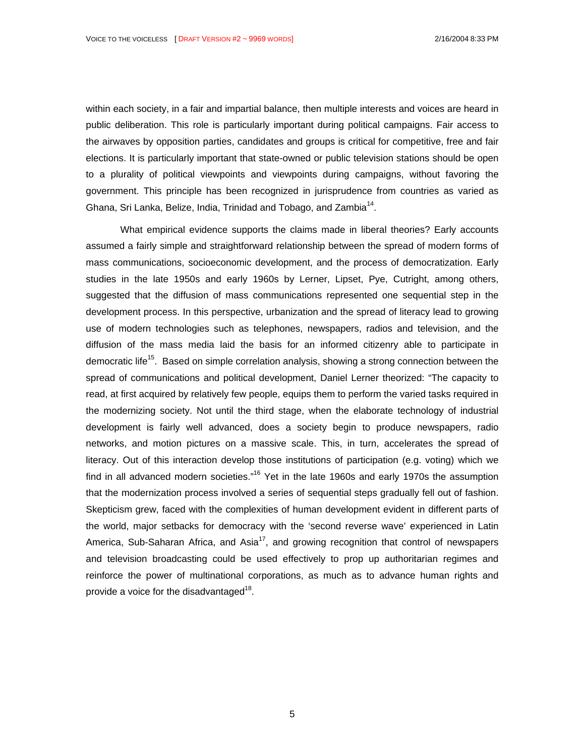within each society, in a fair and impartial balance, then multiple interests and voices are heard in public deliberation. This role is particularly important during political campaigns. Fair access to the airwaves by opposition parties, candidates and groups is critical for competitive, free and fair elections. It is particularly important that state-owned or public television stations should be open to a plurality of political viewpoints and viewpoints during campaigns, without favoring the government. This principle has been recognized in jurisprudence from countries as varied as Ghana, Sri Lanka, Belize, India, Trinidad and Tobago, and Zambia[14].

What empirical evidence supports the claims made in liberal theories? Early accounts assumed a fairly simple and straightforward relationship between the spread of modern forms of mass communications, socioeconomic development, and the process of democratization. Early studies in the late 1950s and early 1960s by Lerner, Lipset, Pye, Cutright, among others, suggested that the diffusion of mass communications represented one sequential step in the development process. In this perspective, urbanization and the spread of literacy lead to growing use of modern technologies such as telephones, newspapers, radios and television, and the diffusion of the mass media laid the basis for an informed citizenry able to participate in democratic life[15]. Based on simple correlation analysis, showing a strong connection between the spread of communications and political development, Daniel Lerner theorized: "The capacity to read, at first acquired by relatively few people, equips them to perform the varied tasks required in the modernizing society. Not until the third stage, when the elaborate technology of industrial development is fairly well advanced, does a society begin to produce newspapers, radio networks, and motion pictures on a massive scale. This, in turn, accelerates the spread of literacy. Out of this interaction develop those institutions of participation (e.g. voting) which we find in all advanced modern societies."[16] Yet in the late 1960s and early 1970s the assumption that the modernization process involved a series of sequential steps gradually fell out of fashion. Skepticism grew, faced with the complexities of human development evident in different parts of the world, major setbacks for democracy with the 'second reverse wave' experienced in Latin America, Sub-Saharan Africa, and Asia[17], and growing recognition that control of newspapers and television broadcasting could be used effectively to prop up authoritarian regimes and reinforce the power of multinational corporations, as much as to advance human rights and provide a voice for the disadvantaged[18].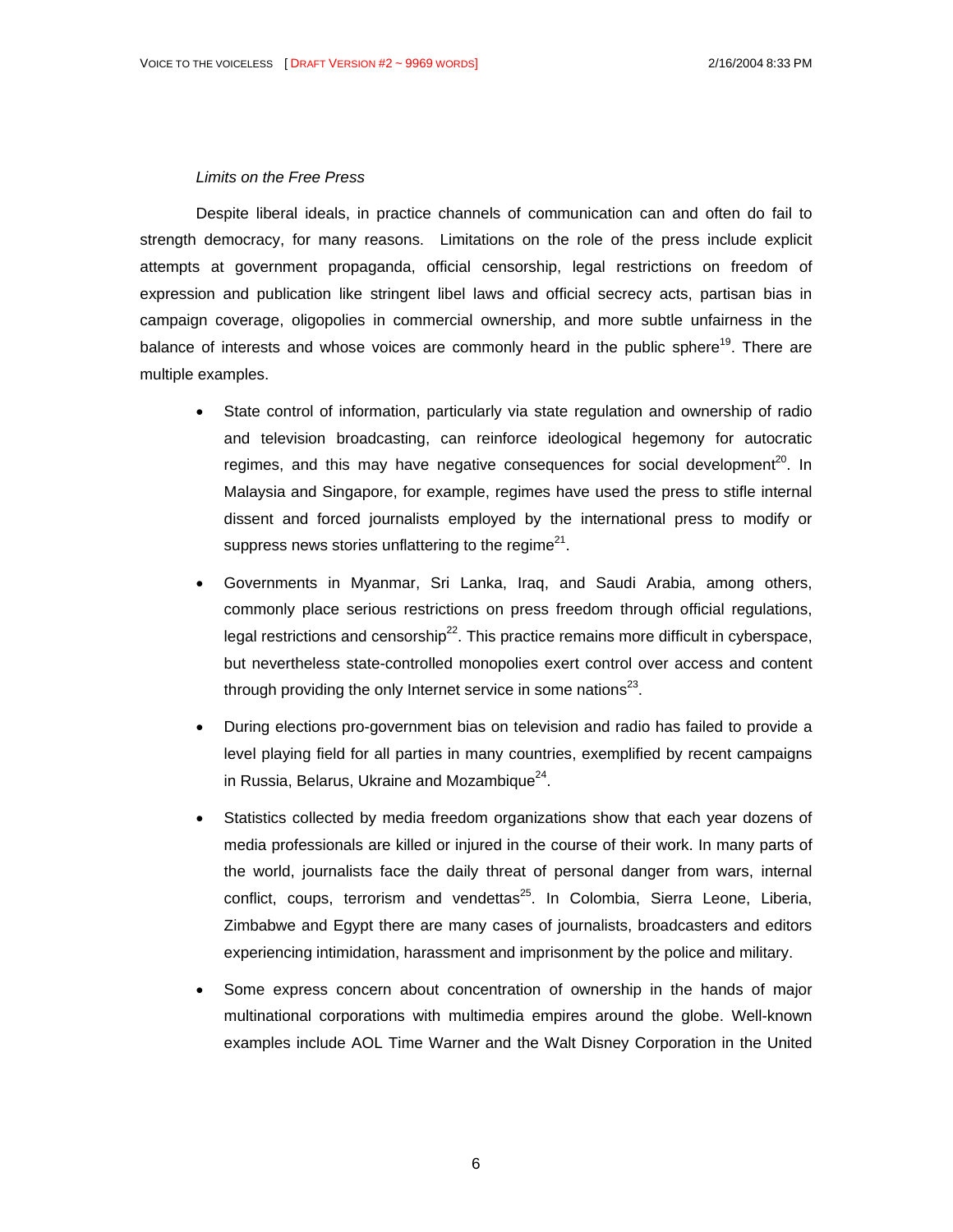*Limits on the Free Press*

Despite liberal ideals, in practice channels of communication can and often do fail to strength democracy, for many reasons. Limitations on the role of the press include explicit attempts at government propaganda, official censorship, legal restrictions on freedom of expression and publication like stringent libel laws and official secrecy acts, partisan bias in campaign coverage, oligopolies in commercial ownership, and more subtle unfairness in the balance of interests and whose voices are commonly heard in the public sphere[19]. There are multiple examples.

- State control of information, particularly via state regulation and ownership of radio and television broadcasting, can reinforce ideological hegemony for autocratic regimes, and this may have negative consequences for social development[20]. In Malaysia and Singapore, for example, regimes have used the press to stifle internal dissent and forced journalists employed by the international press to modify or suppress news stories unflattering to the regime[21].

- Governments in Myanmar, Sri Lanka, Iraq, and Saudi Arabia, among others, commonly place serious restrictions on press freedom through official regulations, legal restrictions and censorship[22]. This practice remains more difficult in cyberspace, but nevertheless state-controlled monopolies exert control over access and content through providing the only Internet service in some nations[23].

- During elections pro-government bias on television and radio has failed to provide a level playing field for all parties in many countries, exemplified by recent campaigns in Russia, Belarus, Ukraine and Mozambique[24].

- Statistics collected by media freedom organizations show that each year dozens of media professionals are killed or injured in the course of their work. In many parts of the world, journalists face the daily threat of personal danger from wars, internal conflict, coups, terrorism and vendettas[25]. In Colombia, Sierra Leone, Liberia, Zimbabwe and Egypt there are many cases of journalists, broadcasters and editors experiencing intimidation, harassment and imprisonment by the police and military.

- Some express concern about concentration of ownership in the hands of major multinational corporations with multimedia empires around the globe. Well-known examples include AOL Time Warner and the Walt Disney Corporation in the United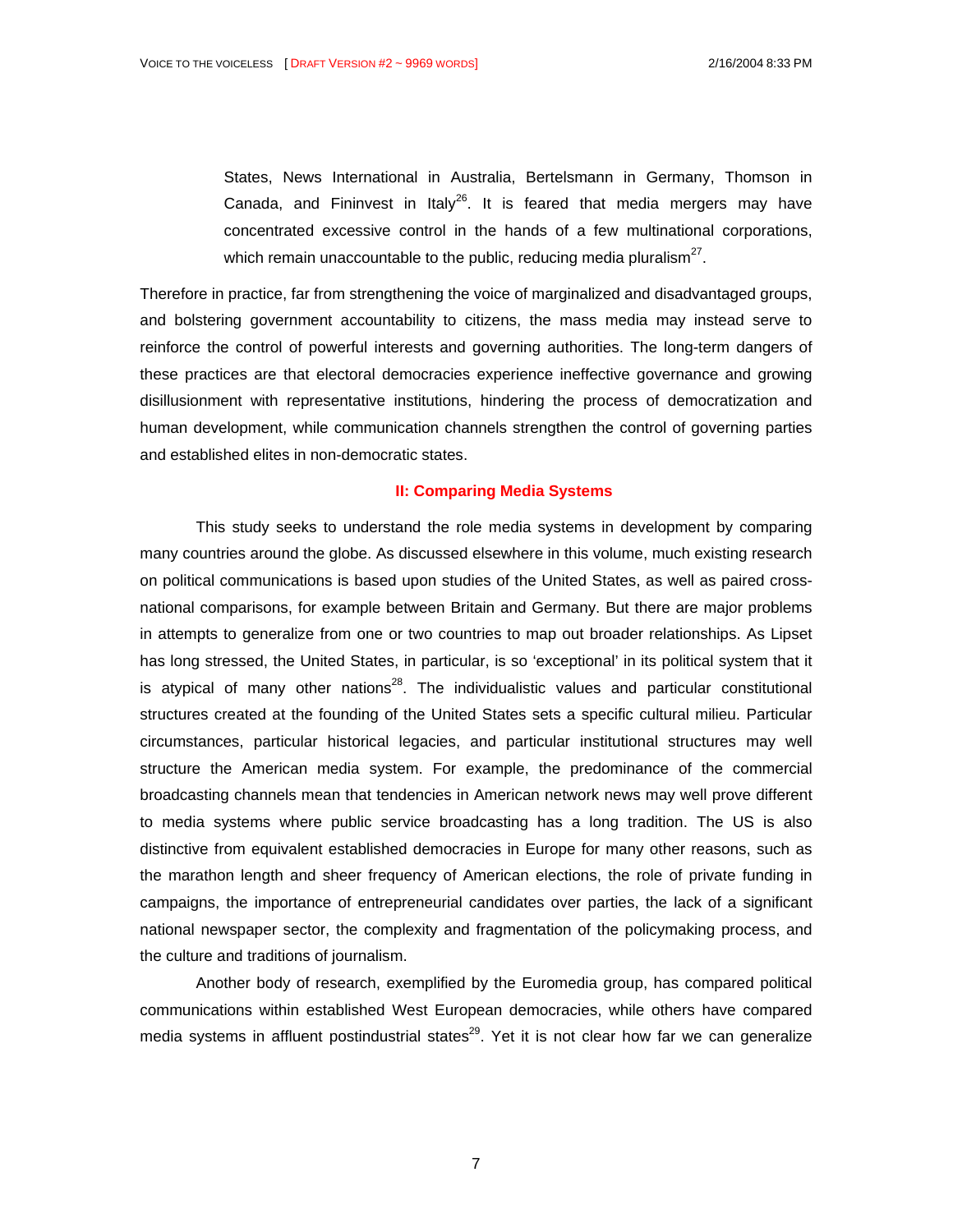States, News International in Australia, Bertelsmann in Germany, Thomson in Canada, and Fininvest in Italy[26]. It is feared that media mergers may have concentrated excessive control in the hands of a few multinational corporations, which remain unaccountable to the public, reducing media pluralism[27].

Therefore in practice, far from strengthening the voice of marginalized and disadvantaged groups, and bolstering government accountability to citizens, the mass media may instead serve to reinforce the control of powerful interests and governing authorities. The long-term dangers of these practices are that electoral democracies experience ineffective governance and growing disillusionment with representative institutions, hindering the process of democratization and human development, while communication channels strengthen the control of governing parties and established elites in non-democratic states.

## II: Comparing Media Systems

This study seeks to understand the role media systems in development by comparing many countries around the globe. As discussed elsewhere in this volume, much existing research on political communications is based upon studies of the United States, as well as paired cross-national comparisons, for example between Britain and Germany. But there are major problems in attempts to generalize from one or two countries to map out broader relationships. As Lipset has long stressed, the United States, in particular, is so 'exceptional' in its political system that it is atypical of many other nations[28]. The individualistic values and particular constitutional structures created at the founding of the United States sets a specific cultural milieu. Particular circumstances, particular historical legacies, and particular institutional structures may well structure the American media system. For example, the predominance of the commercial broadcasting channels mean that tendencies in American network news may well prove different to media systems where public service broadcasting has a long tradition. The US is also distinctive from equivalent established democracies in Europe for many other reasons, such as the marathon length and sheer frequency of American elections, the role of private funding in campaigns, the importance of entrepreneurial candidates over parties, the lack of a significant national newspaper sector, the complexity and fragmentation of the policymaking process, and the culture and traditions of journalism.

Another body of research, exemplified by the Euromedia group, has compared political communications within established West European democracies, while others have compared media systems in affluent postindustrial states[29]. Yet it is not clear how far we can generalize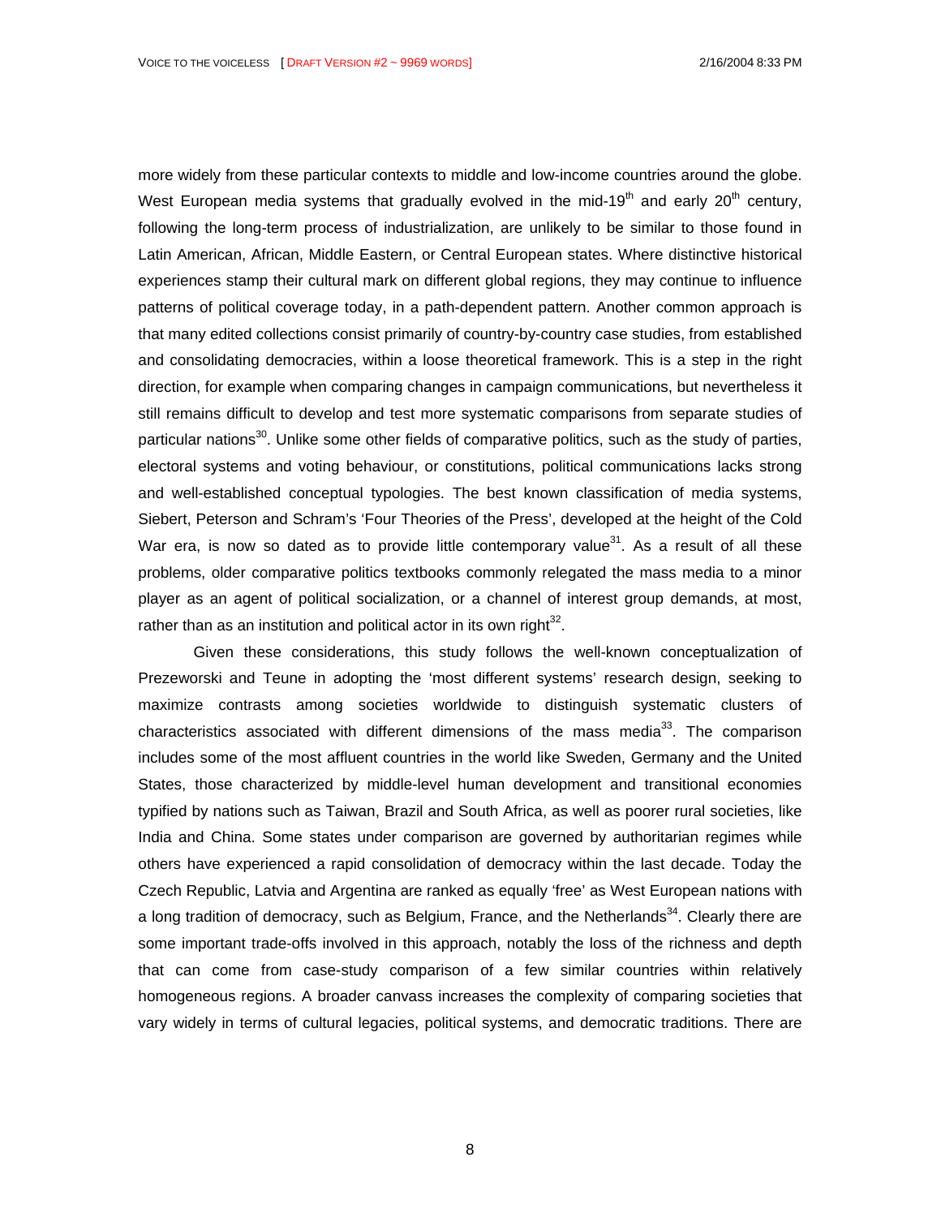more widely from these particular contexts to middle and low-income countries around the globe. West European media systems that gradually evolved in the mid-19th and early 20th century, following the long-term process of industrialization, are unlikely to be similar to those found in Latin American, African, Middle Eastern, or Central European states. Where distinctive historical experiences stamp their cultural mark on different global regions, they may continue to influence patterns of political coverage today, in a path-dependent pattern. Another common approach is that many edited collections consist primarily of country-by-country case studies, from established and consolidating democracies, within a loose theoretical framework. This is a step in the right direction, for example when comparing changes in campaign communications, but nevertheless it still remains difficult to develop and test more systematic comparisons from separate studies of particular nations[30]. Unlike some other fields of comparative politics, such as the study of parties, electoral systems and voting behaviour, or constitutions, political communications lacks strong and well-established conceptual typologies. The best known classification of media systems, Siebert, Peterson and Schram's 'Four Theories of the Press', developed at the height of the Cold War era, is now so dated as to provide little contemporary value[31]. As a result of all these problems, older comparative politics textbooks commonly relegated the mass media to a minor player as an agent of political socialization, or a channel of interest group demands, at most, rather than as an institution and political actor in its own right[32].

Given these considerations, this study follows the well-known conceptualization of Prezeworski and Teune in adopting the 'most different systems' research design, seeking to maximize contrasts among societies worldwide to distinguish systematic clusters of characteristics associated with different dimensions of the mass media[33]. The comparison includes some of the most affluent countries in the world like Sweden, Germany and the United States, those characterized by middle-level human development and transitional economies typified by nations such as Taiwan, Brazil and South Africa, as well as poorer rural societies, like India and China. Some states under comparison are governed by authoritarian regimes while others have experienced a rapid consolidation of democracy within the last decade. Today the Czech Republic, Latvia and Argentina are ranked as equally 'free' as West European nations with a long tradition of democracy, such as Belgium, France, and the Netherlands[34]. Clearly there are some important trade-offs involved in this approach, notably the loss of the richness and depth that can come from case-study comparison of a few similar countries within relatively homogeneous regions. A broader canvass increases the complexity of comparing societies that vary widely in terms of cultural legacies, political systems, and democratic traditions. There are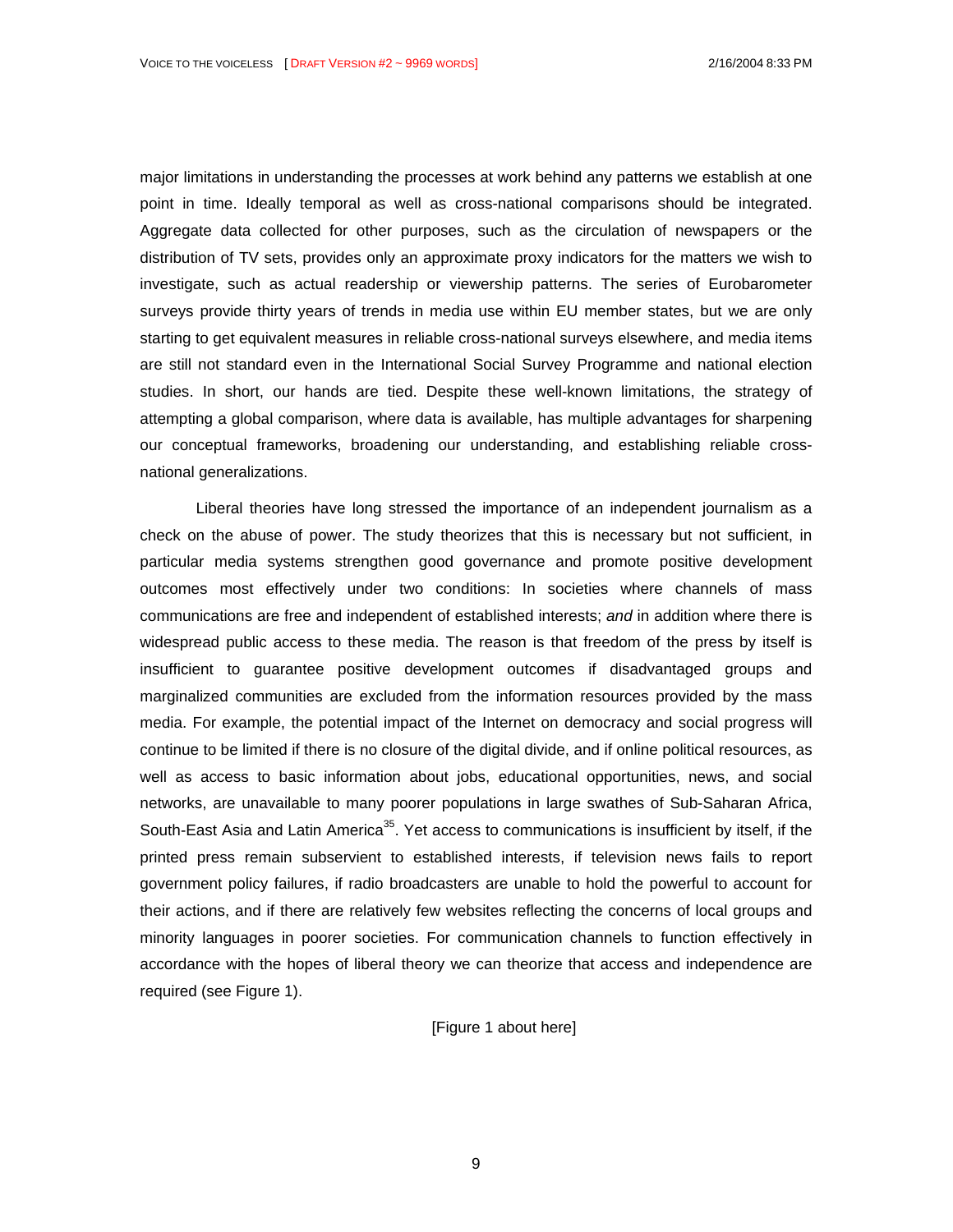major limitations in understanding the processes at work behind any patterns we establish at one point in time. Ideally temporal as well as cross-national comparisons should be integrated. Aggregate data collected for other purposes, such as the circulation of newspapers or the distribution of TV sets, provides only an approximate proxy indicators for the matters we wish to investigate, such as actual readership or viewership patterns. The series of Eurobarometer surveys provide thirty years of trends in media use within EU member states, but we are only starting to get equivalent measures in reliable cross-national surveys elsewhere, and media items are still not standard even in the International Social Survey Programme and national election studies. In short, our hands are tied. Despite these well-known limitations, the strategy of attempting a global comparison, where data is available, has multiple advantages for sharpening our conceptual frameworks, broadening our understanding, and establishing reliable cross-national generalizations.

Liberal theories have long stressed the importance of an independent journalism as a check on the abuse of power. The study theorizes that this is necessary but not sufficient, in particular media systems strengthen good governance and promote positive development outcomes most effectively under two conditions: In societies where channels of mass communications are free and independent of established interests; *and* in addition where there is widespread public access to these media. The reason is that freedom of the press by itself is insufficient to guarantee positive development outcomes if disadvantaged groups and marginalized communities are excluded from the information resources provided by the mass media. For example, the potential impact of the Internet on democracy and social progress will continue to be limited if there is no closure of the digital divide, and if online political resources, as well as access to basic information about jobs, educational opportunities, news, and social networks, are unavailable to many poorer populations in large swathes of Sub-Saharan Africa, South-East Asia and Latin America[35]. Yet access to communications is insufficient by itself, if the printed press remain subservient to established interests, if television news fails to report government policy failures, if radio broadcasters are unable to hold the powerful to account for their actions, and if there are relatively few websites reflecting the concerns of local groups and minority languages in poorer societies. For communication channels to function effectively in accordance with the hopes of liberal theory we can theorize that access and independence are required (see Figure 1).

[Figure 1 about here]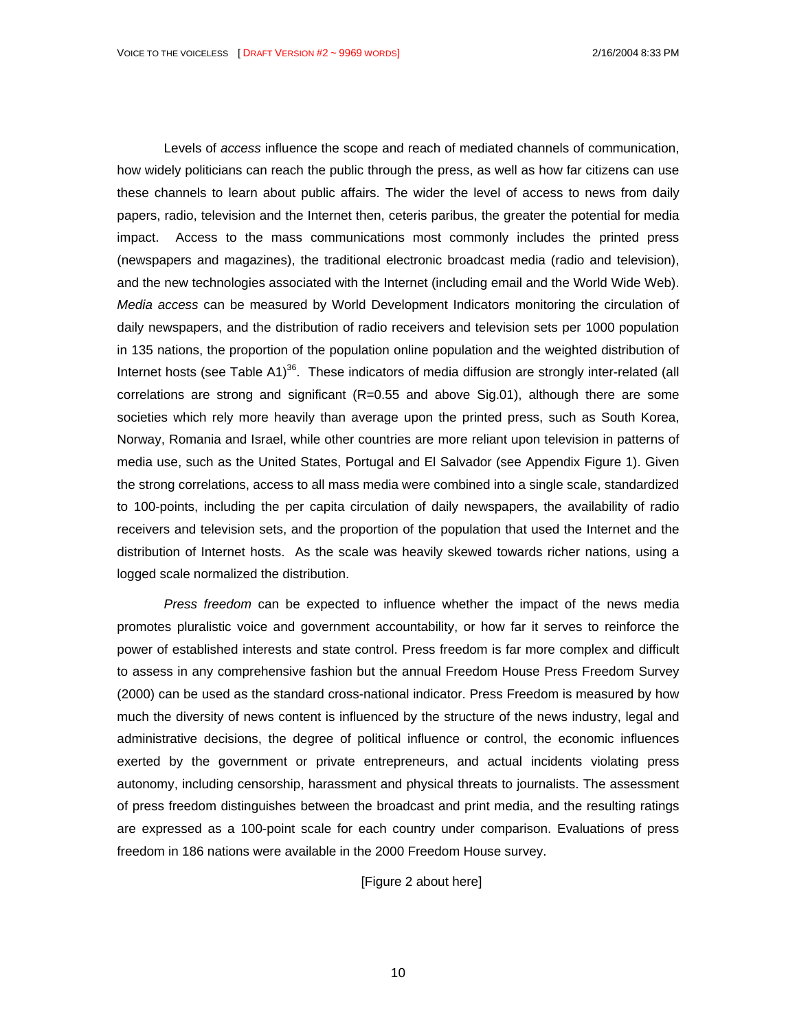Levels of *access* influence the scope and reach of mediated channels of communication, how widely politicians can reach the public through the press, as well as how far citizens can use these channels to learn about public affairs. The wider the level of access to news from daily papers, radio, television and the Internet then, ceteris paribus, the greater the potential for media impact. Access to the mass communications most commonly includes the printed press (newspapers and magazines), the traditional electronic broadcast media (radio and television), and the new technologies associated with the Internet (including email and the World Wide Web). *Media access* can be measured by World Development Indicators monitoring the circulation of daily newspapers, and the distribution of radio receivers and television sets per 1000 population in 135 nations, the proportion of the population online population and the weighted distribution of Internet hosts (see Table A1)[36]. These indicators of media diffusion are strongly inter-related (all correlations are strong and significant (R=0.55 and above Sig.01), although there are some societies which rely more heavily than average upon the printed press, such as South Korea, Norway, Romania and Israel, while other countries are more reliant upon television in patterns of media use, such as the United States, Portugal and El Salvador (see Appendix Figure 1). Given the strong correlations, access to all mass media were combined into a single scale, standardized to 100-points, including the per capita circulation of daily newspapers, the availability of radio receivers and television sets, and the proportion of the population that used the Internet and the distribution of Internet hosts. As the scale was heavily skewed towards richer nations, using a logged scale normalized the distribution.

*Press freedom* can be expected to influence whether the impact of the news media promotes pluralistic voice and government accountability, or how far it serves to reinforce the power of established interests and state control. Press freedom is far more complex and difficult to assess in any comprehensive fashion but the annual Freedom House Press Freedom Survey (2000) can be used as the standard cross-national indicator. Press Freedom is measured by how much the diversity of news content is influenced by the structure of the news industry, legal and administrative decisions, the degree of political influence or control, the economic influences exerted by the government or private entrepreneurs, and actual incidents violating press autonomy, including censorship, harassment and physical threats to journalists. The assessment of press freedom distinguishes between the broadcast and print media, and the resulting ratings are expressed as a 100-point scale for each country under comparison. Evaluations of press freedom in 186 nations were available in the 2000 Freedom House survey.

[Figure 2 about here]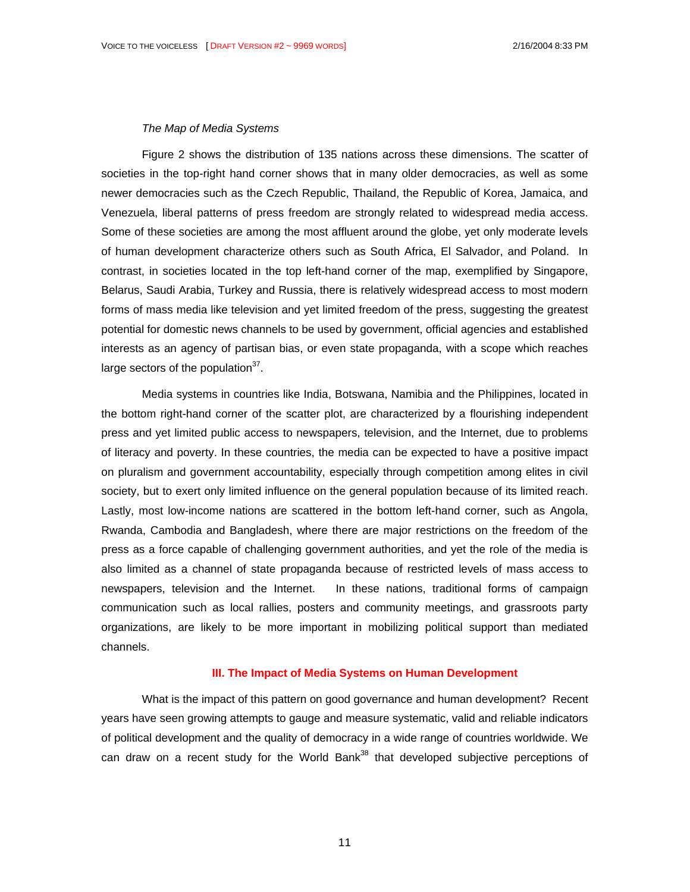*The Map of Media Systems*

Figure 2 shows the distribution of 135 nations across these dimensions. The scatter of societies in the top-right hand corner shows that in many older democracies, as well as some newer democracies such as the Czech Republic, Thailand, the Republic of Korea, Jamaica, and Venezuela, liberal patterns of press freedom are strongly related to widespread media access. Some of these societies are among the most affluent around the globe, yet only moderate levels of human development characterize others such as South Africa, El Salvador, and Poland. In contrast, in societies located in the top left-hand corner of the map, exemplified by Singapore, Belarus, Saudi Arabia, Turkey and Russia, there is relatively widespread access to most modern forms of mass media like television and yet limited freedom of the press, suggesting the greatest potential for domestic news channels to be used by government, official agencies and established interests as an agency of partisan bias, or even state propaganda, with a scope which reaches large sectors of the population[37].

Media systems in countries like India, Botswana, Namibia and the Philippines, located in the bottom right-hand corner of the scatter plot, are characterized by a flourishing independent press and yet limited public access to newspapers, television, and the Internet, due to problems of literacy and poverty. In these countries, the media can be expected to have a positive impact on pluralism and government accountability, especially through competition among elites in civil society, but to exert only limited influence on the general population because of its limited reach. Lastly, most low-income nations are scattered in the bottom left-hand corner, such as Angola, Rwanda, Cambodia and Bangladesh, where there are major restrictions on the freedom of the press as a force capable of challenging government authorities, and yet the role of the media is also limited as a channel of state propaganda because of restricted levels of mass access to newspapers, television and the Internet. In these nations, traditional forms of campaign communication such as local rallies, posters and community meetings, and grassroots party organizations, are likely to be more important in mobilizing political support than mediated channels.

## III. The Impact of Media Systems on Human Development

What is the impact of this pattern on good governance and human development? Recent years have seen growing attempts to gauge and measure systematic, valid and reliable indicators of political development and the quality of democracy in a wide range of countries worldwide. We can draw on a recent study for the World Bank[38] that developed subjective perceptions of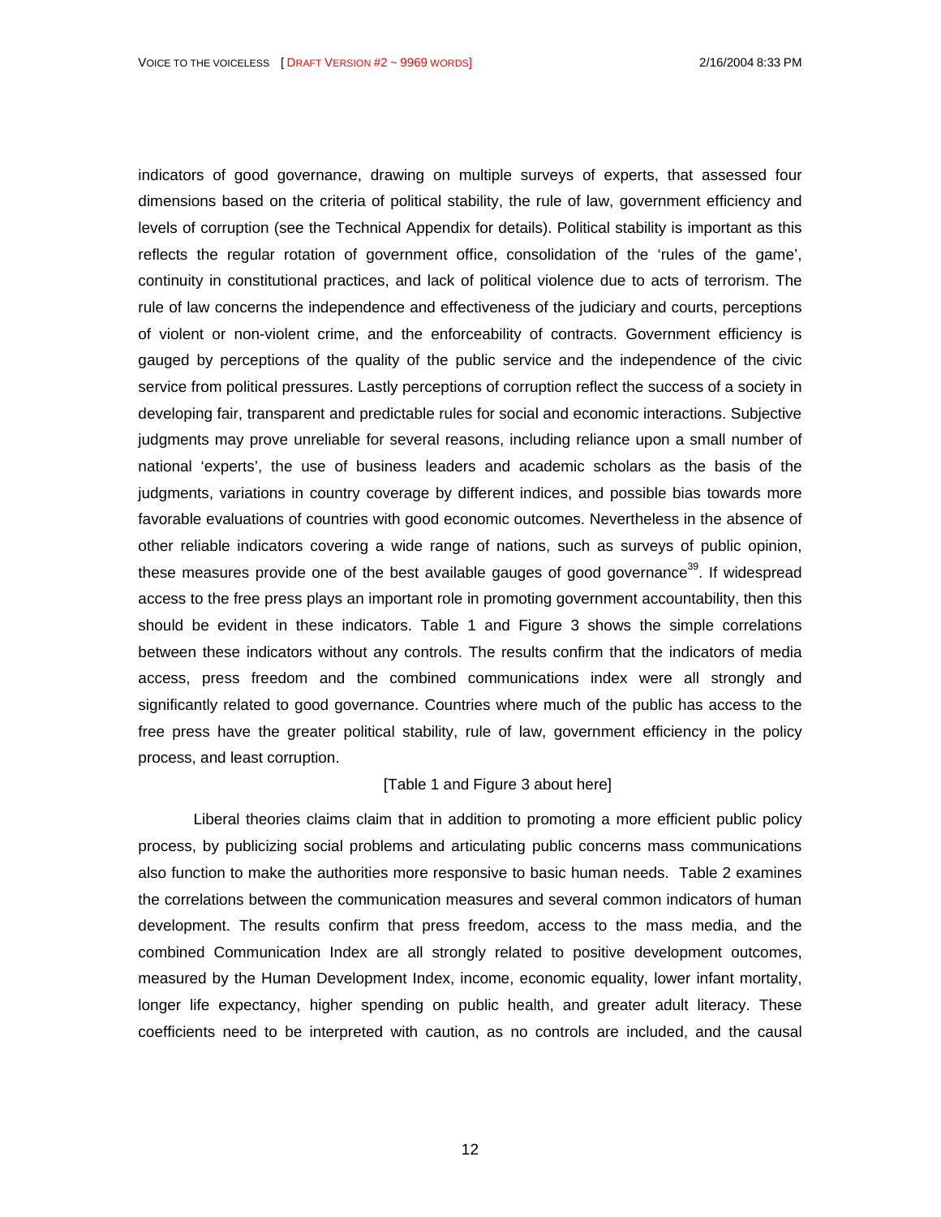indicators of good governance, drawing on multiple surveys of experts, that assessed four dimensions based on the criteria of political stability, the rule of law, government efficiency and levels of corruption (see the Technical Appendix for details). Political stability is important as this reflects the regular rotation of government office, consolidation of the 'rules of the game', continuity in constitutional practices, and lack of political violence due to acts of terrorism. The rule of law concerns the independence and effectiveness of the judiciary and courts, perceptions of violent or non-violent crime, and the enforceability of contracts. Government efficiency is gauged by perceptions of the quality of the public service and the independence of the civic service from political pressures. Lastly perceptions of corruption reflect the success of a society in developing fair, transparent and predictable rules for social and economic interactions. Subjective judgments may prove unreliable for several reasons, including reliance upon a small number of national 'experts', the use of business leaders and academic scholars as the basis of the judgments, variations in country coverage by different indices, and possible bias towards more favorable evaluations of countries with good economic outcomes. Nevertheless in the absence of other reliable indicators covering a wide range of nations, such as surveys of public opinion, these measures provide one of the best available gauges of good governance[39]. If widespread access to the free press plays an important role in promoting government accountability, then this should be evident in these indicators. Table 1 and Figure 3 shows the simple correlations between these indicators without any controls. The results confirm that the indicators of media access, press freedom and the combined communications index were all strongly and significantly related to good governance. Countries where much of the public has access to the free press have the greater political stability, rule of law, government efficiency in the policy process, and least corruption.

[Table 1 and Figure 3 about here]

Liberal theories claims claim that in addition to promoting a more efficient public policy process, by publicizing social problems and articulating public concerns mass communications also function to make the authorities more responsive to basic human needs. Table 2 examines the correlations between the communication measures and several common indicators of human development. The results confirm that press freedom, access to the mass media, and the combined Communication Index are all strongly related to positive development outcomes, measured by the Human Development Index, income, economic equality, lower infant mortality, longer life expectancy, higher spending on public health, and greater adult literacy. These coefficients need to be interpreted with caution, as no controls are included, and the causal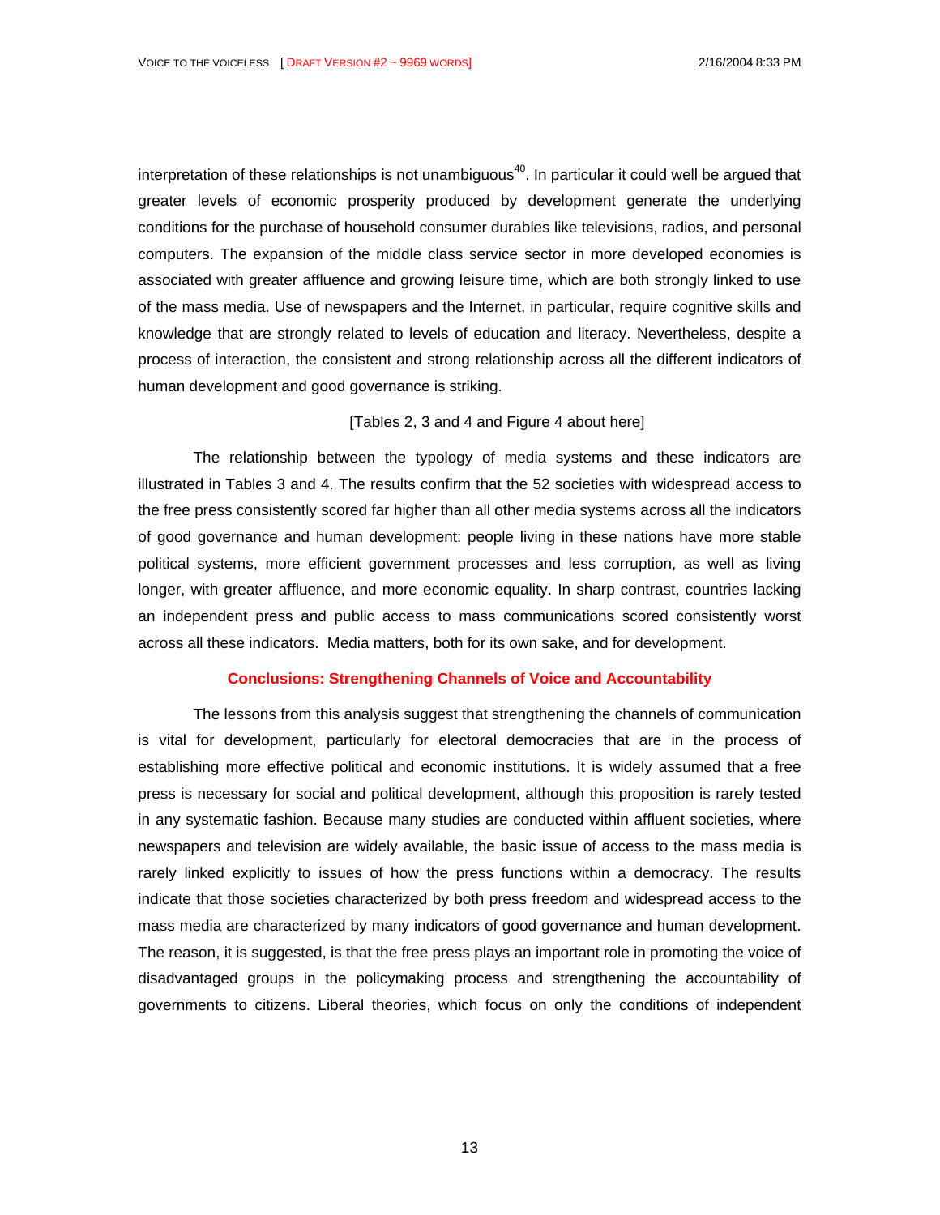interpretation of these relationships is not unambiguous[40]. In particular it could well be argued that greater levels of economic prosperity produced by development generate the underlying conditions for the purchase of household consumer durables like televisions, radios, and personal computers. The expansion of the middle class service sector in more developed economies is associated with greater affluence and growing leisure time, which are both strongly linked to use of the mass media. Use of newspapers and the Internet, in particular, require cognitive skills and knowledge that are strongly related to levels of education and literacy. Nevertheless, despite a process of interaction, the consistent and strong relationship across all the different indicators of human development and good governance is striking.

[Tables 2, 3 and 4 and Figure 4 about here]

The relationship between the typology of media systems and these indicators are illustrated in Tables 3 and 4. The results confirm that the 52 societies with widespread access to the free press consistently scored far higher than all other media systems across all the indicators of good governance and human development: people living in these nations have more stable political systems, more efficient government processes and less corruption, as well as living longer, with greater affluence, and more economic equality. In sharp contrast, countries lacking an independent press and public access to mass communications scored consistently worst across all these indicators. Media matters, both for its own sake, and for development.

## Conclusions: Strengthening Channels of Voice and Accountability

The lessons from this analysis suggest that strengthening the channels of communication is vital for development, particularly for electoral democracies that are in the process of establishing more effective political and economic institutions. It is widely assumed that a free press is necessary for social and political development, although this proposition is rarely tested in any systematic fashion. Because many studies are conducted within affluent societies, where newspapers and television are widely available, the basic issue of access to the mass media is rarely linked explicitly to issues of how the press functions within a democracy. The results indicate that those societies characterized by both press freedom and widespread access to the mass media are characterized by many indicators of good governance and human development. The reason, it is suggested, is that the free press plays an important role in promoting the voice of disadvantaged groups in the policymaking process and strengthening the accountability of governments to citizens. Liberal theories, which focus on only the conditions of independent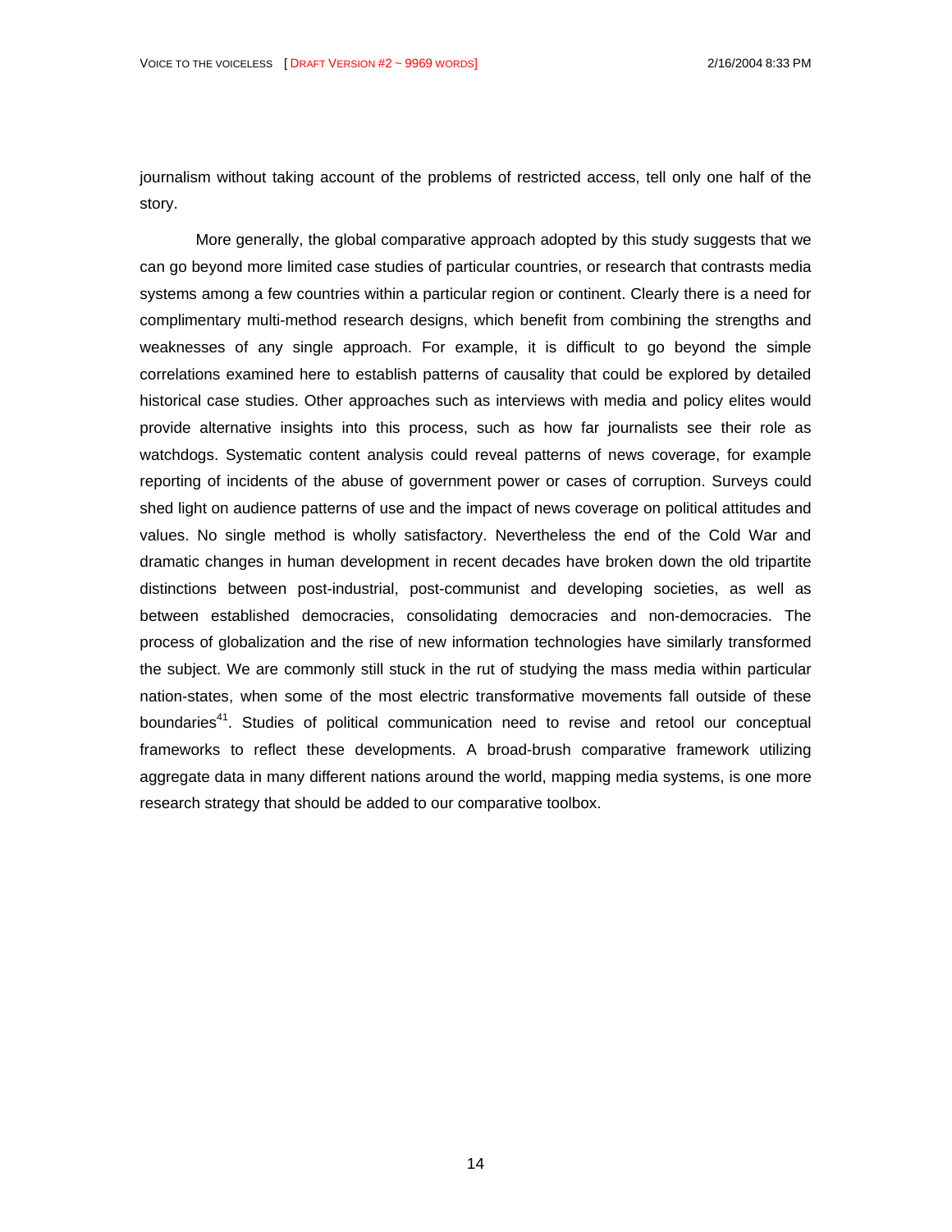journalism without taking account of the problems of restricted access, tell only one half of the story.

More generally, the global comparative approach adopted by this study suggests that we can go beyond more limited case studies of particular countries, or research that contrasts media systems among a few countries within a particular region or continent. Clearly there is a need for complimentary multi-method research designs, which benefit from combining the strengths and weaknesses of any single approach. For example, it is difficult to go beyond the simple correlations examined here to establish patterns of causality that could be explored by detailed historical case studies. Other approaches such as interviews with media and policy elites would provide alternative insights into this process, such as how far journalists see their role as watchdogs. Systematic content analysis could reveal patterns of news coverage, for example reporting of incidents of the abuse of government power or cases of corruption. Surveys could shed light on audience patterns of use and the impact of news coverage on political attitudes and values. No single method is wholly satisfactory. Nevertheless the end of the Cold War and dramatic changes in human development in recent decades have broken down the old tripartite distinctions between post-industrial, post-communist and developing societies, as well as between established democracies, consolidating democracies and non-democracies. The process of globalization and the rise of new information technologies have similarly transformed the subject. We are commonly still stuck in the rut of studying the mass media within particular nation-states, when some of the most electric transformative movements fall outside of these boundaries[41]. Studies of political communication need to revise and retool our conceptual frameworks to reflect these developments. A broad-brush comparative framework utilizing aggregate data in many different nations around the world, mapping media systems, is one more research strategy that should be added to our comparative toolbox.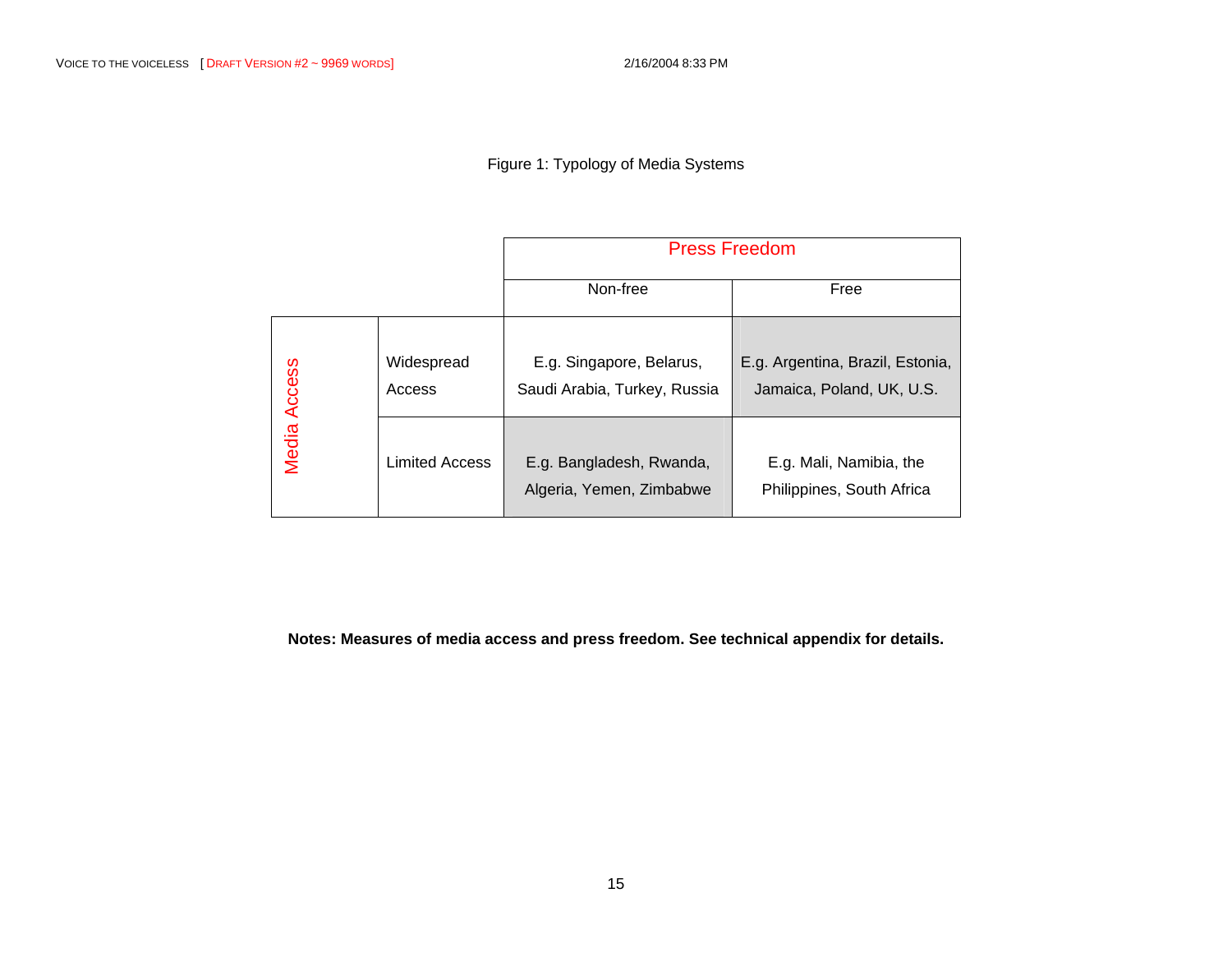Figure 1: Typology of Media Systems

| | | Press Freedom | |
|---|---|---|---|
| | | Non-free | Free |
| Media Access | Widespread Access | E.g. Singapore, Belarus, Saudi Arabia, Turkey, Russia | E.g. Argentina, Brazil, Estonia, Jamaica, Poland, UK, U.S. |
| | Limited Access | E.g. Bangladesh, Rwanda, Algeria, Yemen, Zimbabwe | E.g. Mali, Namibia, the Philippines, South Africa |

**Notes: Measures of media access and press freedom. See technical appendix for details.**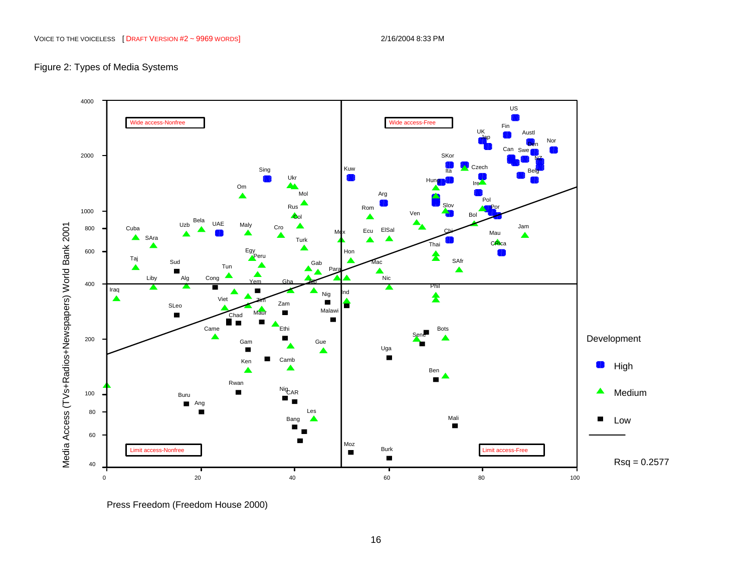Figure 2: Types of Media Systems

Wide access-Nonfree

Wide access-Free

Limit access-Nonfree

Limit access-Free

Media Access (TVs+Radios+Newspapers) World Bank 2001

Press Freedom (Freedom House 2000)

Development

High

Medium

Low

Rsq = 0.2577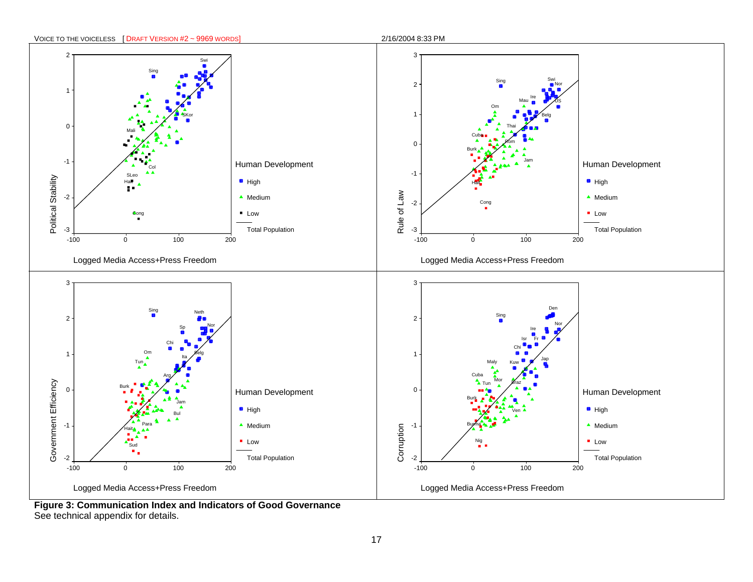**Figure 3: Communication Index and Indicators of Good Governance**
See technical appendix for details.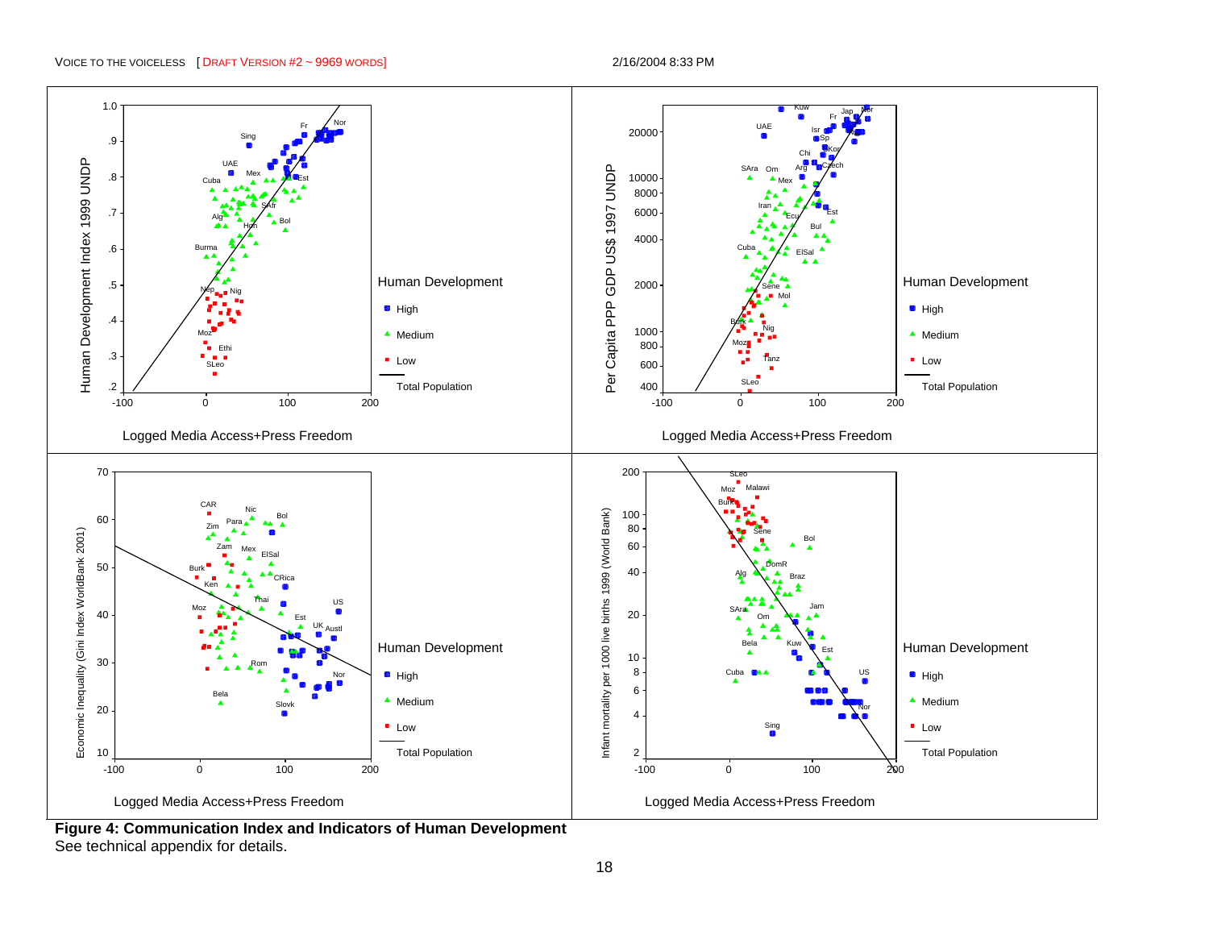**Figure 4: Communication Index and Indicators of Human Development**
See technical appendix for details.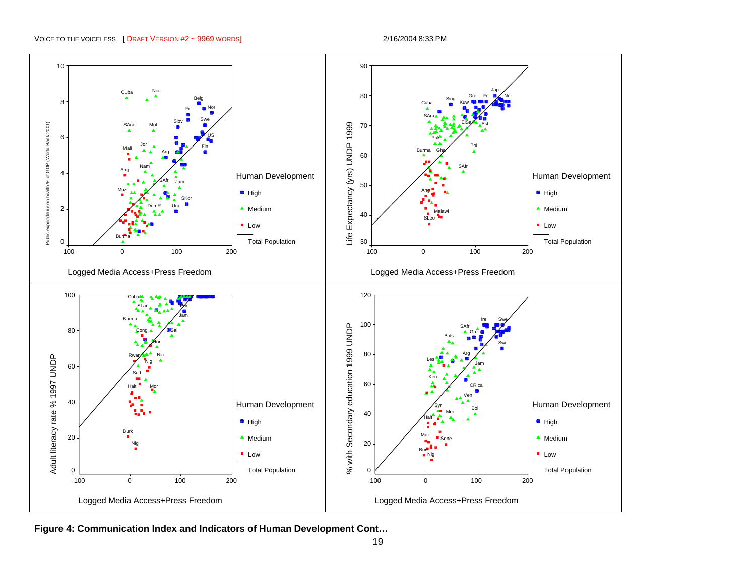**Figure 4: Communication Index and Indicators of Human Development Cont…**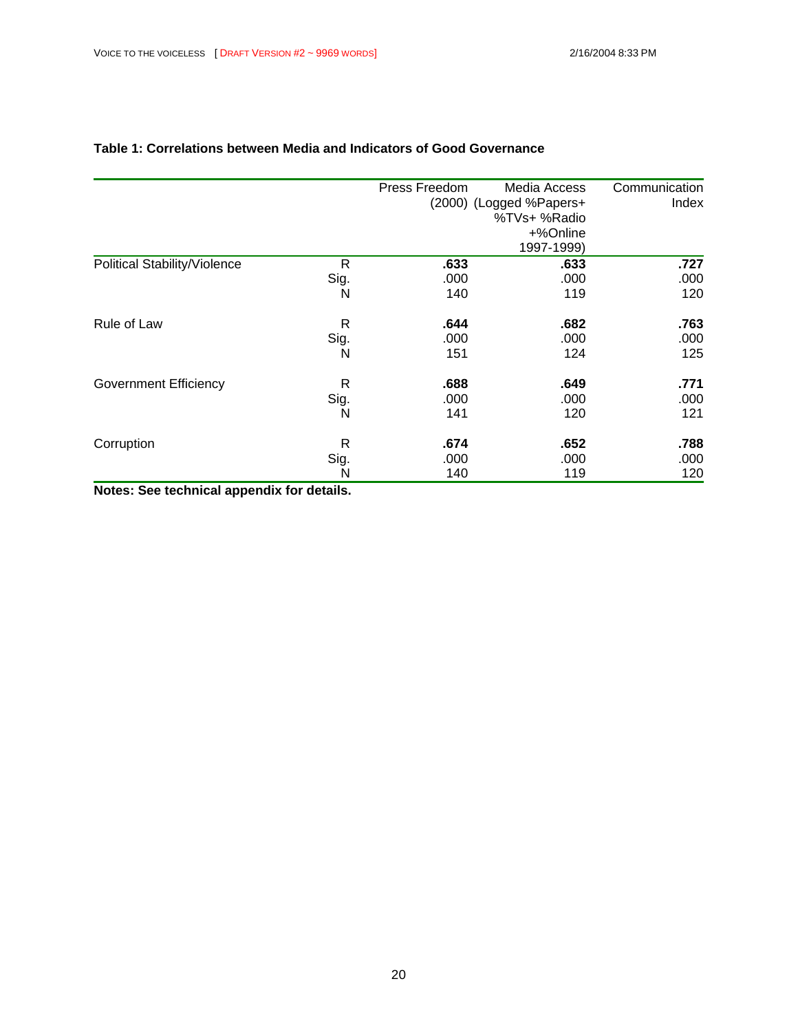**Table 1: Correlations between Media and Indicators of Good Governance**

| | | Press Freedom (2000) | Media Access (Logged %Papers+ %TVs+ %Radio +%Online 1997-1999) | Communication Index |
|---|---|---|---|---|
| Political Stability/Violence | R | **.633** | **.633** | **.727** |
| | Sig. | .000 | .000 | .000 |
| | N | 140 | 119 | 120 |
| Rule of Law | R | **.644** | **.682** | **.763** |
| | Sig. | .000 | .000 | .000 |
| | N | 151 | 124 | 125 |
| Government Efficiency | R | **.688** | **.649** | **.771** |
| | Sig. | .000 | .000 | .000 |
| | N | 141 | 120 | 121 |
| Corruption | R | **.674** | **.652** | **.788** |
| | Sig. | .000 | .000 | .000 |
| | N | 140 | 119 | 120 |

**Notes: See technical appendix for details.**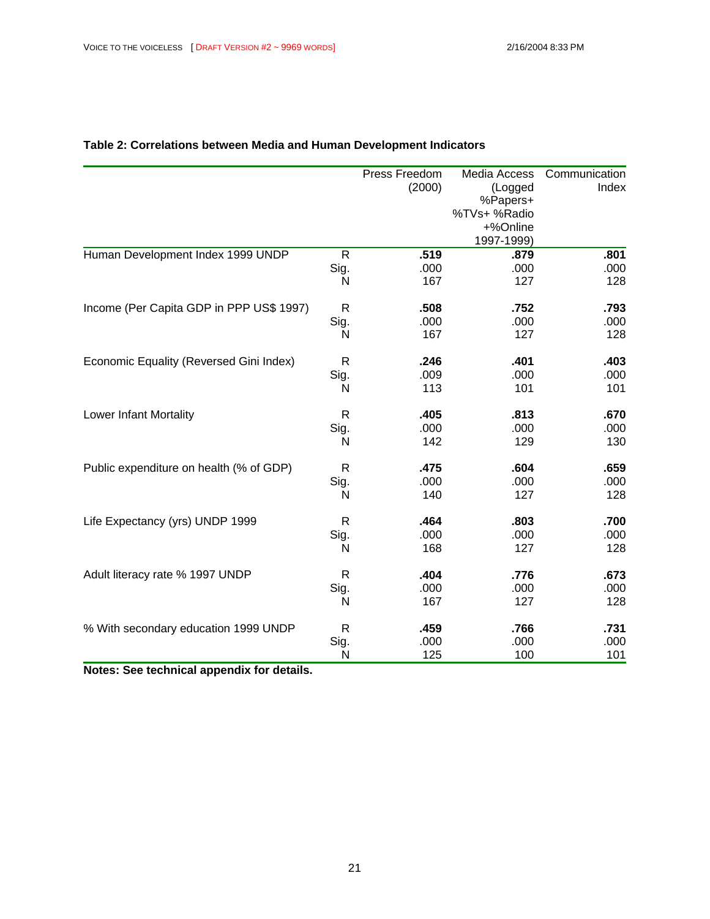**Table 2: Correlations between Media and Human Development Indicators**

| | | Press Freedom (2000) | Media Access (Logged %Papers+ %TVs+ %Radio +%Online 1997-1999) | Communication Index |
|---|---|---|---|---|
| Human Development Index 1999 UNDP | R | **.519** | **.879** | **.801** |
| | Sig. | .000 | .000 | .000 |
| | N | 167 | 127 | 128 |
| Income (Per Capita GDP in PPP US$ 1997) | R | **.508** | **.752** | **.793** |
| | Sig. | .000 | .000 | .000 |
| | N | 167 | 127 | 128 |
| Economic Equality (Reversed Gini Index) | R | **.246** | **.401** | **.403** |
| | Sig. | .009 | .000 | .000 |
| | N | 113 | 101 | 101 |
| Lower Infant Mortality | R | **.405** | **.813** | **.670** |
| | Sig. | .000 | .000 | .000 |
| | N | 142 | 129 | 130 |
| Public expenditure on health (% of GDP) | R | **.475** | **.604** | **.659** |
| | Sig. | .000 | .000 | .000 |
| | N | 140 | 127 | 128 |
| Life Expectancy (yrs) UNDP 1999 | R | **.464** | **.803** | **.700** |
| | Sig. | .000 | .000 | .000 |
| | N | 168 | 127 | 128 |
| Adult literacy rate % 1997 UNDP | R | **.404** | **.776** | **.673** |
| | Sig. | .000 | .000 | .000 |
| | N | 167 | 127 | 128 |
| % With secondary education 1999 UNDP | R | **.459** | **.766** | **.731** |
| | Sig. | .000 | .000 | .000 |
| | N | 125 | 100 | 101 |

**Notes: See technical appendix for details.**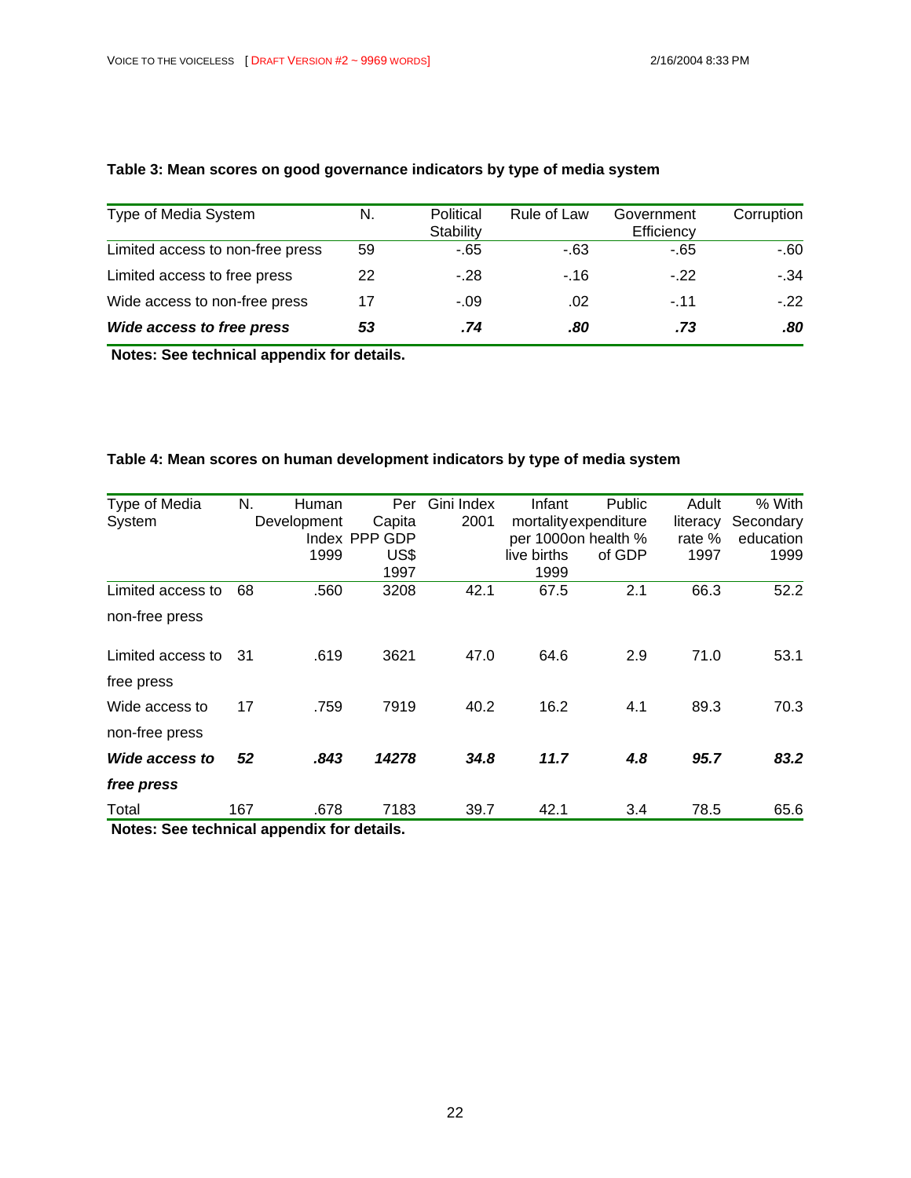**Table 3: Mean scores on good governance indicators by type of media system**

| Type of Media System | N. | Political Stability | Rule of Law | Government Efficiency | Corruption |
|---|---|---|---|---|---|
| Limited access to non-free press | 59 | -.65 | -.63 | -.65 | -.60 |
| Limited access to free press | 22 | -.28 | -.16 | -.22 | -.34 |
| Wide access to non-free press | 17 | -.09 | .02 | -.11 | -.22 |
| ***Wide access to free press*** | ***53*** | ***.74*** | ***.80*** | ***.73*** | ***.80*** |

**Notes: See technical appendix for details.**

**Table 4: Mean scores on human development indicators by type of media system**

| Type of Media System | N. | Human Development Index 1999 | Per Capita PPP GDP US$ 1997 | Gini Index 2001 | Infant mortality per 1000 live births 1999 | Public expenditure on health % of GDP | Adult literacy rate % 1997 | % With Secondary education 1999 |
|---|---|---|---|---|---|---|---|---|
| Limited access to non-free press | 68 | .560 | 3208 | 42.1 | 67.5 | 2.1 | 66.3 | 52.2 |
| Limited access to free press | 31 | .619 | 3621 | 47.0 | 64.6 | 2.9 | 71.0 | 53.1 |
| Wide access to non-free press | 17 | .759 | 7919 | 40.2 | 16.2 | 4.1 | 89.3 | 70.3 |
| ***Wide access to free press*** | ***52*** | ***.843*** | ***14278*** | ***34.8*** | ***11.7*** | ***4.8*** | ***95.7*** | ***83.2*** |
| Total | 167 | .678 | 7183 | 39.7 | 42.1 | 3.4 | 78.5 | 65.6 |

**Notes: See technical appendix for details.**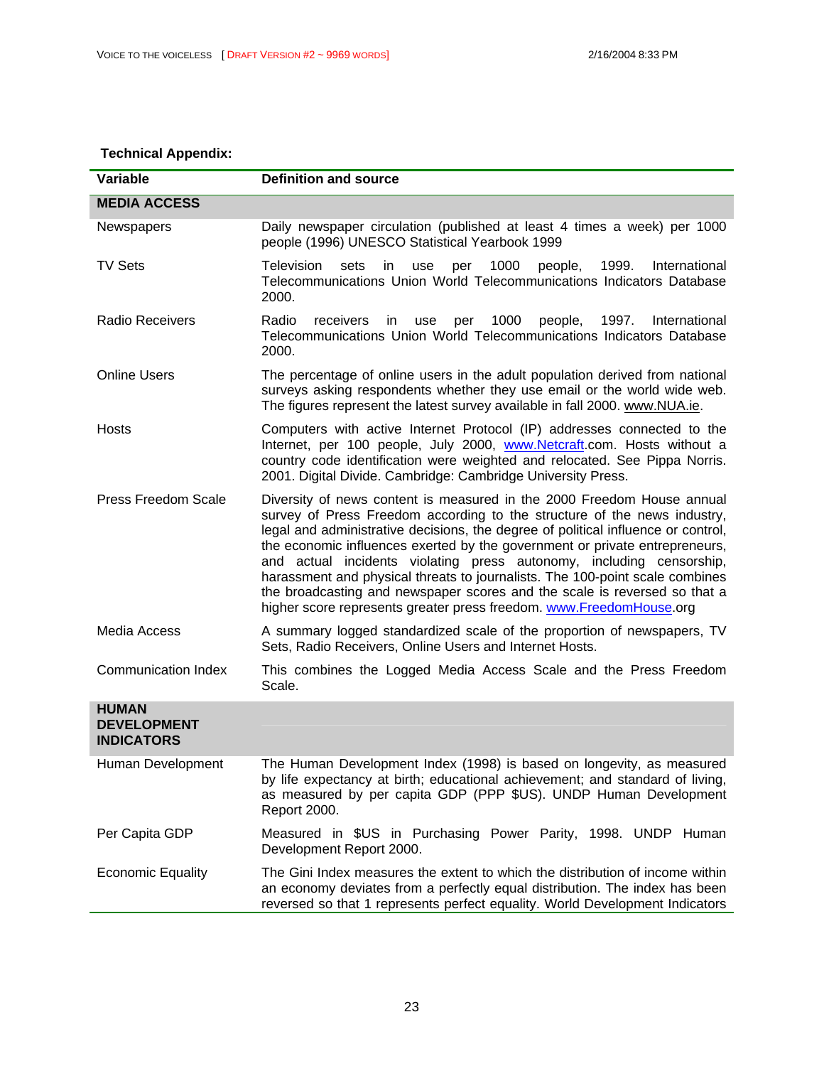**Technical Appendix:**

| Variable | Definition and source |
|---|---|
| **MEDIA ACCESS** | |
| Newspapers | Daily newspaper circulation (published at least 4 times a week) per 1000 people (1996) UNESCO Statistical Yearbook 1999 |
| TV Sets | Television sets in use per 1000 people, 1999. International Telecommunications Union World Telecommunications Indicators Database 2000. |
| Radio Receivers | Radio receivers in use per 1000 people, 1997. International Telecommunications Union World Telecommunications Indicators Database 2000. |
| Online Users | The percentage of online users in the adult population derived from national surveys asking respondents whether they use email or the world wide web. The figures represent the latest survey available in fall 2000. www.NUA.ie. |
| Hosts | Computers with active Internet Protocol (IP) addresses connected to the Internet, per 100 people, July 2000, www.Netcraft.com. Hosts without a country code identification were weighted and relocated. See Pippa Norris. 2001. Digital Divide. Cambridge: Cambridge University Press. |
| Press Freedom Scale | Diversity of news content is measured in the 2000 Freedom House annual survey of Press Freedom according to the structure of the news industry, legal and administrative decisions, the degree of political influence or control, the economic influences exerted by the government or private entrepreneurs, and actual incidents violating press autonomy, including censorship, harassment and physical threats to journalists. The 100-point scale combines the broadcasting and newspaper scores and the scale is reversed so that a higher score represents greater press freedom. www.FreedomHouse.org |
| Media Access | A summary logged standardized scale of the proportion of newspapers, TV Sets, Radio Receivers, Online Users and Internet Hosts. |
| Communication Index | This combines the Logged Media Access Scale and the Press Freedom Scale. |
| **HUMAN DEVELOPMENT INDICATORS** | |
| Human Development | The Human Development Index (1998) is based on longevity, as measured by life expectancy at birth; educational achievement; and standard of living, as measured by per capita GDP (PPP $US). UNDP Human Development Report 2000. |
| Per Capita GDP | Measured in $US in Purchasing Power Parity, 1998. UNDP Human Development Report 2000. |
| Economic Equality | The Gini Index measures the extent to which the distribution of income within an economy deviates from a perfectly equal distribution. The index has been reversed so that 1 represents perfect equality. World Development Indicators |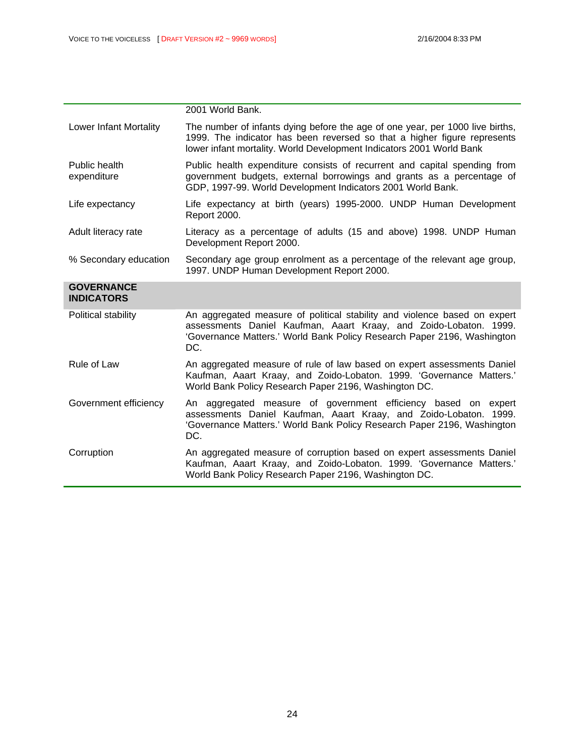| | |
|---|---|
| | 2001 World Bank. |
| Lower Infant Mortality | The number of infants dying before the age of one year, per 1000 live births, 1999. The indicator has been reversed so that a higher figure represents lower infant mortality. World Development Indicators 2001 World Bank |
| Public health expenditure | Public health expenditure consists of recurrent and capital spending from government budgets, external borrowings and grants as a percentage of GDP, 1997-99. World Development Indicators 2001 World Bank. |
| Life expectancy | Life expectancy at birth (years) 1995-2000. UNDP Human Development Report 2000. |
| Adult literacy rate | Literacy as a percentage of adults (15 and above) 1998. UNDP Human Development Report 2000. |
| % Secondary education | Secondary age group enrolment as a percentage of the relevant age group, 1997. UNDP Human Development Report 2000. |
| **GOVERNANCE INDICATORS** | |
| Political stability | An aggregated measure of political stability and violence based on expert assessments Daniel Kaufman, Aaart Kraay, and Zoido-Lobaton. 1999. 'Governance Matters.' World Bank Policy Research Paper 2196, Washington DC. |
| Rule of Law | An aggregated measure of rule of law based on expert assessments Daniel Kaufman, Aaart Kraay, and Zoido-Lobaton. 1999. 'Governance Matters.' World Bank Policy Research Paper 2196, Washington DC. |
| Government efficiency | An aggregated measure of government efficiency based on expert assessments Daniel Kaufman, Aaart Kraay, and Zoido-Lobaton. 1999. 'Governance Matters.' World Bank Policy Research Paper 2196, Washington DC. |
| Corruption | An aggregated measure of corruption based on expert assessments Daniel Kaufman, Aaart Kraay, and Zoido-Lobaton. 1999. 'Governance Matters.' World Bank Policy Research Paper 2196, Washington DC. |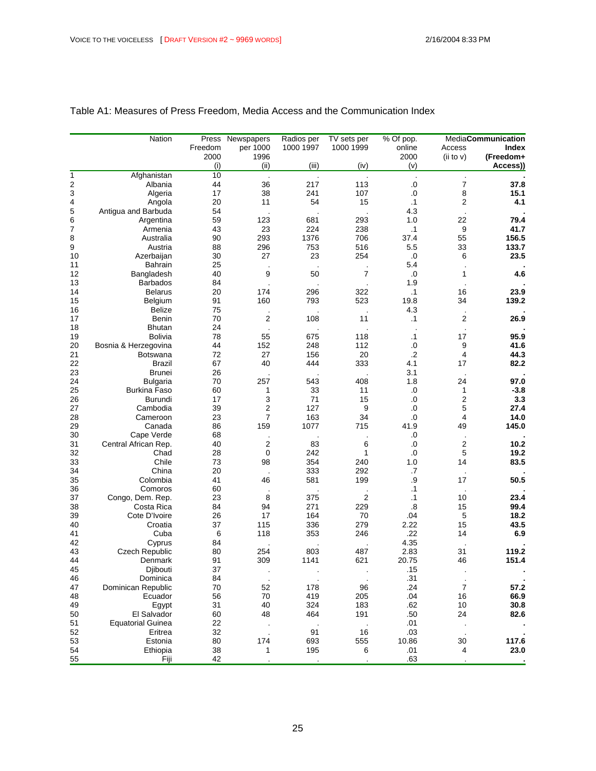Table A1: Measures of Press Freedom, Media Access and the Communication Index

| | Nation | Press Freedom 2000 (i) | Newspapers per 1000 1996 (ii) | Radios per 1000 1997 (iii) | TV sets per 1000 1999 (iv) | % Of pop. online 2000 (v) | Media Access (ii to v) | **Communication Index (Freedom+ Access))** |
|---|---|---|---|---|---|---|---|---|
| 1 | Afghanistan | 10 | . | . | . | . | . | **.** |
| 2 | Albania | 44 | 36 | 217 | 113 | .0 | 7 | **37.8** |
| 3 | Algeria | 17 | 38 | 241 | 107 | .0 | 8 | **15.1** |
| 4 | Angola | 20 | 11 | 54 | 15 | .1 | 2 | **4.1** |
| 5 | Antigua and Barbuda | 54 | . | . | . | 4.3 | . | **.** |
| 6 | Argentina | 59 | 123 | 681 | 293 | 1.0 | 22 | **79.4** |
| 7 | Armenia | 43 | 23 | 224 | 238 | .1 | 9 | **41.7** |
| 8 | Australia | 90 | 293 | 1376 | 706 | 37.4 | 55 | **156.5** |
| 9 | Austria | 88 | 296 | 753 | 516 | 5.5 | 33 | **133.7** |
| 10 | Azerbaijan | 30 | 27 | 23 | 254 | .0 | 6 | **23.5** |
| 11 | Bahrain | 25 | . | . | . | 5.4 | . | **.** |
| 12 | Bangladesh | 40 | 9 | 50 | 7 | .0 | 1 | **4.6** |
| 13 | Barbados | 84 | . | . | . | 1.9 | . | **.** |
| 14 | Belarus | 20 | 174 | 296 | 322 | .1 | 16 | **23.9** |
| 15 | Belgium | 91 | 160 | 793 | 523 | 19.8 | 34 | **139.2** |
| 16 | Belize | 75 | . | . | . | 4.3 | . | **.** |
| 17 | Benin | 70 | 2 | 108 | 11 | .1 | 2 | **26.9** |
| 18 | Bhutan | 24 | . | . | . | . | . | **.** |
| 19 | Bolivia | 78 | 55 | 675 | 118 | .1 | 17 | **95.9** |
| 20 | Bosnia & Herzegovina | 44 | 152 | 248 | 112 | .0 | 9 | **41.6** |
| 21 | Botswana | 72 | 27 | 156 | 20 | .2 | 4 | **44.3** |
| 22 | Brazil | 67 | 40 | 444 | 333 | 4.1 | 17 | **82.2** |
| 23 | Brunei | 26 | . | . | . | 3.1 | . | **.** |
| 24 | Bulgaria | 70 | 257 | 543 | 408 | 1.8 | 24 | **97.0** |
| 25 | Burkina Faso | 60 | 1 | 33 | 11 | .0 | 1 | **-3.8** |
| 26 | Burundi | 17 | 3 | 71 | 15 | .0 | 2 | **3.3** |
| 27 | Cambodia | 39 | 2 | 127 | 9 | .0 | 5 | **27.4** |
| 28 | Cameroon | 23 | 7 | 163 | 34 | .0 | 4 | **14.0** |
| 29 | Canada | 86 | 159 | 1077 | 715 | 41.9 | 49 | **145.0** |
| 30 | Cape Verde | 68 | . | . | . | .0 | . | **.** |
| 31 | Central African Rep. | 40 | 2 | 83 | 6 | .0 | 2 | **10.2** |
| 32 | Chad | 28 | 0 | 242 | 1 | .0 | 5 | **19.2** |
| 33 | Chile | 73 | 98 | 354 | 240 | 1.0 | 14 | **83.5** |
| 34 | China | 20 | . | 333 | 292 | .7 | . | **.** |
| 35 | Colombia | 41 | 46 | 581 | 199 | .9 | 17 | **50.5** |
| 36 | Comoros | 60 | . | . | . | .1 | . | **.** |
| 37 | Congo, Dem. Rep. | 23 | 8 | 375 | 2 | .1 | 10 | **23.4** |
| 38 | Costa Rica | 84 | 94 | 271 | 229 | .8 | 15 | **99.4** |
| 39 | Cote D'Ivoire | 26 | 17 | 164 | 70 | .04 | 5 | **18.2** |
| 40 | Croatia | 37 | 115 | 336 | 279 | 2.22 | 15 | **43.5** |
| 41 | Cuba | 6 | 118 | 353 | 246 | .22 | 14 | **6.9** |
| 42 | Cyprus | 84 | . | . | . | 4.35 | . | **.** |
| 43 | Czech Republic | 80 | 254 | 803 | 487 | 2.83 | 31 | **119.2** |
| 44 | Denmark | 91 | 309 | 1141 | 621 | 20.75 | 46 | **151.4** |
| 45 | Djibouti | 37 | . | . | . | .15 | . | **.** |
| 46 | Dominica | 84 | . | . | . | .31 | . | **.** |
| 47 | Dominican Republic | 70 | 52 | 178 | 96 | .24 | 7 | **57.2** |
| 48 | Ecuador | 56 | 70 | 419 | 205 | .04 | 16 | **66.9** |
| 49 | Egypt | 31 | 40 | 324 | 183 | .62 | 10 | **30.8** |
| 50 | El Salvador | 60 | 48 | 464 | 191 | .50 | 24 | **82.6** |
| 51 | Equatorial Guinea | 22 | . | . | . | .01 | . | **.** |
| 52 | Eritrea | 32 | . | 91 | 16 | .03 | . | **.** |
| 53 | Estonia | 80 | 174 | 693 | 555 | 10.86 | 30 | **117.6** |
| 54 | Ethiopia | 38 | 1 | 195 | 6 | .01 | 4 | **23.0** |
| 55 | Fiji | 42 | . | . | . | .63 | . | **.** |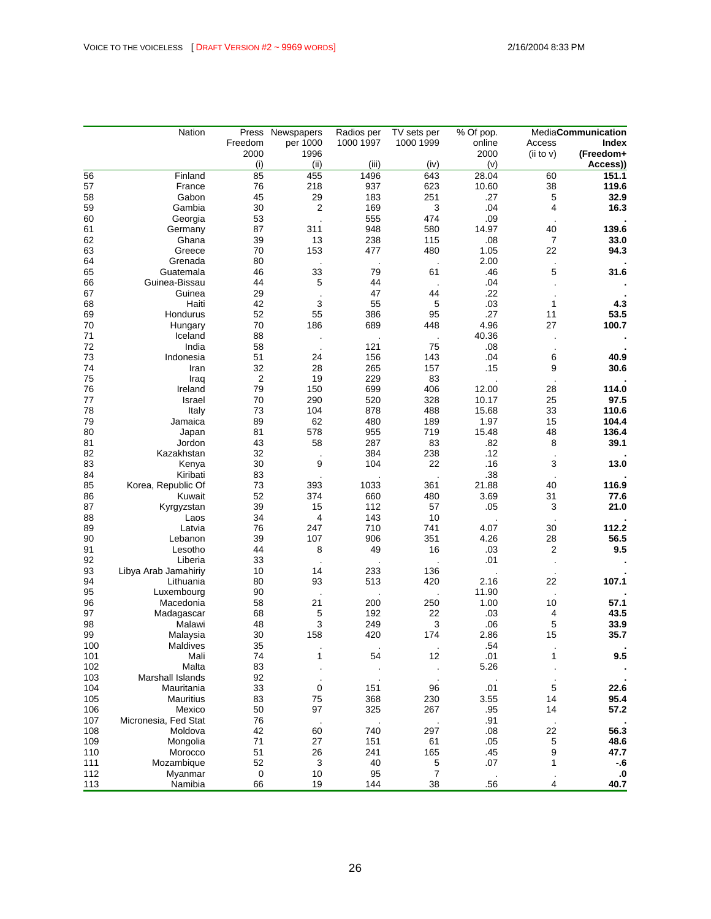| | Nation | Press Freedom 2000 (i) | Newspapers per 1000 1996 (ii) | Radios per 1000 1997 (iii) | TV sets per 1000 1999 (iv) | % Of pop. online 2000 (v) | Media Access (ii to v) | **Communication Index (Freedom+ Access))** |
|---|---|---|---|---|---|---|---|---|
| 56 | Finland | 85 | 455 | 1496 | 643 | 28.04 | 60 | **151.1** |
| 57 | France | 76 | 218 | 937 | 623 | 10.60 | 38 | **119.6** |
| 58 | Gabon | 45 | 29 | 183 | 251 | .27 | 5 | **32.9** |
| 59 | Gambia | 30 | 2 | 169 | 3 | .04 | 4 | **16.3** |
| 60 | Georgia | 53 | . | 555 | 474 | .09 | . | **.** |
| 61 | Germany | 87 | 311 | 948 | 580 | 14.97 | 40 | **139.6** |
| 62 | Ghana | 39 | 13 | 238 | 115 | .08 | 7 | **33.0** |
| 63 | Greece | 70 | 153 | 477 | 480 | 1.05 | 22 | **94.3** |
| 64 | Grenada | 80 | . | . | . | 2.00 | . | **.** |
| 65 | Guatemala | 46 | 33 | 79 | 61 | .46 | 5 | **31.6** |
| 66 | Guinea-Bissau | 44 | 5 | 44 | . | .04 | . | **.** |
| 67 | Guinea | 29 | . | 47 | 44 | .22 | . | **.** |
| 68 | Haiti | 42 | 3 | 55 | 5 | .03 | 1 | **4.3** |
| 69 | Hondurus | 52 | 55 | 386 | 95 | .27 | 11 | **53.5** |
| 70 | Hungary | 70 | 186 | 689 | 448 | 4.96 | 27 | **100.7** |
| 71 | Iceland | 88 | . | . | . | 40.36 | . | **.** |
| 72 | India | 58 | . | 121 | 75 | .08 | . | **.** |
| 73 | Indonesia | 51 | 24 | 156 | 143 | .04 | 6 | **40.9** |
| 74 | Iran | 32 | 28 | 265 | 157 | .15 | 9 | **30.6** |
| 75 | Iraq | 2 | 19 | 229 | 83 | . | . | **.** |
| 76 | Ireland | 79 | 150 | 699 | 406 | 12.00 | 28 | **114.0** |
| 77 | Israel | 70 | 290 | 520 | 328 | 10.17 | 25 | **97.5** |
| 78 | Italy | 73 | 104 | 878 | 488 | 15.68 | 33 | **110.6** |
| 79 | Jamaica | 89 | 62 | 480 | 189 | 1.97 | 15 | **104.4** |
| 80 | Japan | 81 | 578 | 955 | 719 | 15.48 | 48 | **136.4** |
| 81 | Jordon | 43 | 58 | 287 | 83 | .82 | 8 | **39.1** |
| 82 | Kazakhstan | 32 | . | 384 | 238 | .12 | . | **.** |
| 83 | Kenya | 30 | 9 | 104 | 22 | .16 | 3 | **13.0** |
| 84 | Kiribati | 83 | . | . | . | .38 | . | **.** |
| 85 | Korea, Republic Of | 73 | 393 | 1033 | 361 | 21.88 | 40 | **116.9** |
| 86 | Kuwait | 52 | 374 | 660 | 480 | 3.69 | 31 | **77.6** |
| 87 | Kyrgyzstan | 39 | 15 | 112 | 57 | .05 | 3 | **21.0** |
| 88 | Laos | 34 | 4 | 143 | 10 | . | . | **.** |
| 89 | Latvia | 76 | 247 | 710 | 741 | 4.07 | 30 | **112.2** |
| 90 | Lebanon | 39 | 107 | 906 | 351 | 4.26 | 28 | **56.5** |
| 91 | Lesotho | 44 | 8 | 49 | 16 | .03 | 2 | **9.5** |
| 92 | Liberia | 33 | . | . | . | .01 | . | **.** |
| 93 | Libya Arab Jamahiriy | 10 | 14 | 233 | 136 | . | . | **.** |
| 94 | Lithuania | 80 | 93 | 513 | 420 | 2.16 | 22 | **107.1** |
| 95 | Luxembourg | 90 | . | . | . | 11.90 | . | **.** |
| 96 | Macedonia | 58 | 21 | 200 | 250 | 1.00 | 10 | **57.1** |
| 97 | Madagascar | 68 | 5 | 192 | 22 | .03 | 4 | **43.5** |
| 98 | Malawi | 48 | 3 | 249 | 3 | .06 | 5 | **33.9** |
| 99 | Malaysia | 30 | 158 | 420 | 174 | 2.86 | 15 | **35.7** |
| 100 | Maldives | 35 | . | . | . | .54 | . | **.** |
| 101 | Mali | 74 | 1 | 54 | 12 | .01 | 1 | **9.5** |
| 102 | Malta | 83 | . | . | . | 5.26 | . | **.** |
| 103 | Marshall Islands | 92 | . | . | . | . | . | **.** |
| 104 | Mauritania | 33 | 0 | 151 | 96 | .01 | 5 | **22.6** |
| 105 | Mauritius | 83 | 75 | 368 | 230 | 3.55 | 14 | **95.4** |
| 106 | Mexico | 50 | 97 | 325 | 267 | .95 | 14 | **57.2** |
| 107 | Micronesia, Fed Stat | 76 | . | . | . | .91 | . | **.** |
| 108 | Moldova | 42 | 60 | 740 | 297 | .08 | 22 | **56.3** |
| 109 | Mongolia | 71 | 27 | 151 | 61 | .05 | 5 | **48.6** |
| 110 | Morocco | 51 | 26 | 241 | 165 | .45 | 9 | **47.7** |
| 111 | Mozambique | 52 | 3 | 40 | 5 | .07 | 1 | **-.6** |
| 112 | Myanmar | 0 | 10 | 95 | 7 | . | . | **.0** |
| 113 | Namibia | 66 | 19 | 144 | 38 | .56 | 4 | **40.7** |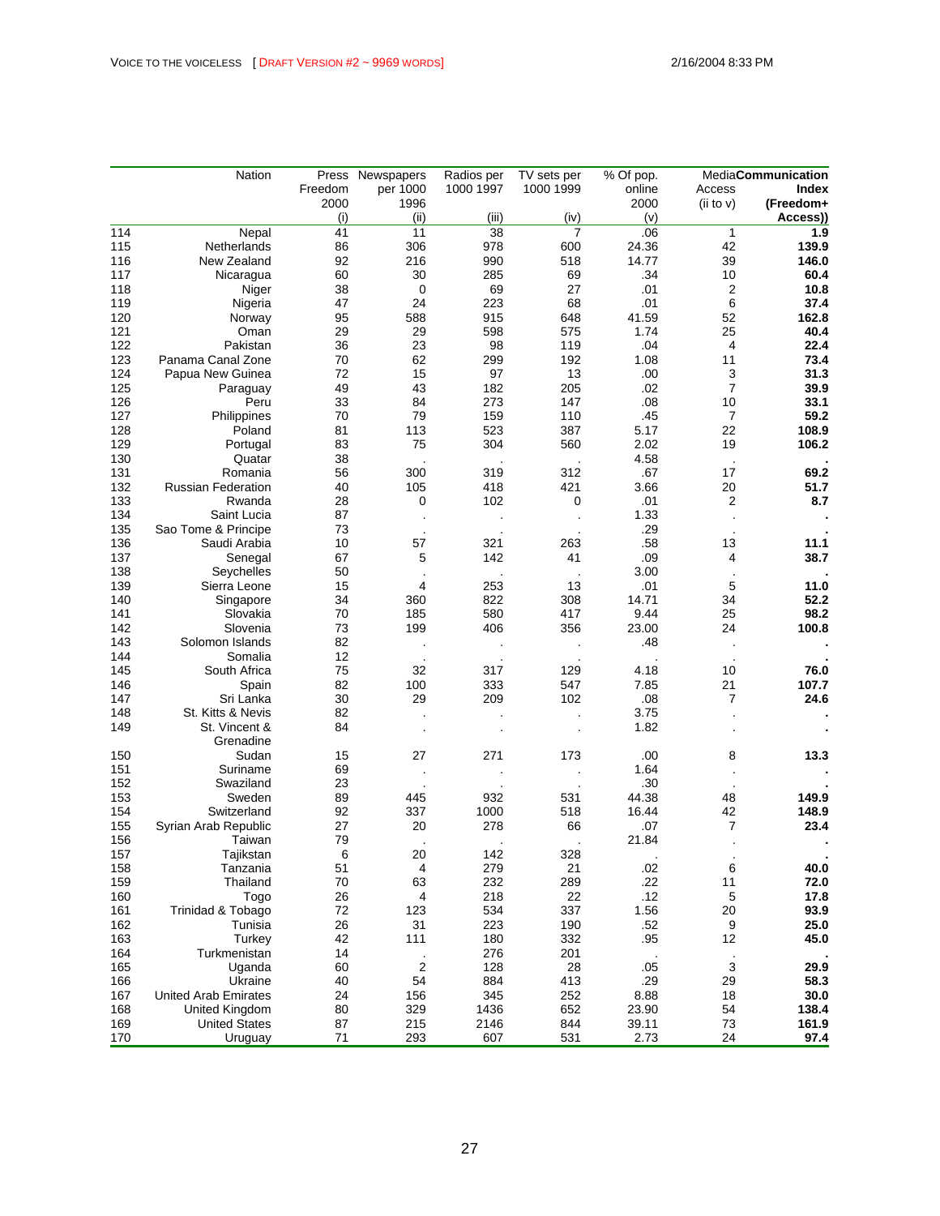| | Nation | Press Freedom 2000 (i) | Newspapers per 1000 1996 (ii) | Radios per 1000 1997 (iii) | TV sets per 1000 1999 (iv) | % Of pop. online 2000 (v) | Media Access (ii to v) | **Communication Index (Freedom+ Access))** |
|---|---|---|---|---|---|---|---|---|
| 114 | Nepal | 41 | 11 | 38 | 7 | .06 | 1 | **1.9** |
| 115 | Netherlands | 86 | 306 | 978 | 600 | 24.36 | 42 | **139.9** |
| 116 | New Zealand | 92 | 216 | 990 | 518 | 14.77 | 39 | **146.0** |
| 117 | Nicaragua | 60 | 30 | 285 | 69 | .34 | 10 | **60.4** |
| 118 | Niger | 38 | 0 | 69 | 27 | .01 | 2 | **10.8** |
| 119 | Nigeria | 47 | 24 | 223 | 68 | .01 | 6 | **37.4** |
| 120 | Norway | 95 | 588 | 915 | 648 | 41.59 | 52 | **162.8** |
| 121 | Oman | 29 | 29 | 598 | 575 | 1.74 | 25 | **40.4** |
| 122 | Pakistan | 36 | 23 | 98 | 119 | .04 | 4 | **22.4** |
| 123 | Panama Canal Zone | 70 | 62 | 299 | 192 | 1.08 | 11 | **73.4** |
| 124 | Papua New Guinea | 72 | 15 | 97 | 13 | .00 | 3 | **31.3** |
| 125 | Paraguay | 49 | 43 | 182 | 205 | .02 | 7 | **39.9** |
| 126 | Peru | 33 | 84 | 273 | 147 | .08 | 10 | **33.1** |
| 127 | Philippines | 70 | 79 | 159 | 110 | .45 | 7 | **59.2** |
| 128 | Poland | 81 | 113 | 523 | 387 | 5.17 | 22 | **108.9** |
| 129 | Portugal | 83 | 75 | 304 | 560 | 2.02 | 19 | **106.2** |
| 130 | Quatar | 38 | . | . | . | 4.58 | . | **.** |
| 131 | Romania | 56 | 300 | 319 | 312 | .67 | 17 | **69.2** |
| 132 | Russian Federation | 40 | 105 | 418 | 421 | 3.66 | 20 | **51.7** |
| 133 | Rwanda | 28 | 0 | 102 | 0 | .01 | 2 | **8.7** |
| 134 | Saint Lucia | 87 | . | . | . | 1.33 | . | **.** |
| 135 | Sao Tome & Principe | 73 | . | . | . | .29 | . | **.** |
| 136 | Saudi Arabia | 10 | 57 | 321 | 263 | .58 | 13 | **11.1** |
| 137 | Senegal | 67 | 5 | 142 | 41 | .09 | 4 | **38.7** |
| 138 | Seychelles | 50 | . | . | . | 3.00 | . | **.** |
| 139 | Sierra Leone | 15 | 4 | 253 | 13 | .01 | 5 | **11.0** |
| 140 | Singapore | 34 | 360 | 822 | 308 | 14.71 | 34 | **52.2** |
| 141 | Slovakia | 70 | 185 | 580 | 417 | 9.44 | 25 | **98.2** |
| 142 | Slovenia | 73 | 199 | 406 | 356 | 23.00 | 24 | **100.8** |
| 143 | Solomon Islands | 82 | . | . | . | .48 | . | **.** |
| 144 | Somalia | 12 | . | . | . | . | . | **.** |
| 145 | South Africa | 75 | 32 | 317 | 129 | 4.18 | 10 | **76.0** |
| 146 | Spain | 82 | 100 | 333 | 547 | 7.85 | 21 | **107.7** |
| 147 | Sri Lanka | 30 | 29 | 209 | 102 | .08 | 7 | **24.6** |
| 148 | St. Kitts & Nevis | 82 | . | . | . | 3.75 | . | **.** |
| 149 | St. Vincent & Grenadine | 84 | . | . | . | 1.82 | . | **.** |
| 150 | Sudan | 15 | 27 | 271 | 173 | .00 | 8 | **13.3** |
| 151 | Suriname | 69 | . | . | . | 1.64 | . | **.** |
| 152 | Swaziland | 23 | . | . | . | .30 | . | **.** |
| 153 | Sweden | 89 | 445 | 932 | 531 | 44.38 | 48 | **149.9** |
| 154 | Switzerland | 92 | 337 | 1000 | 518 | 16.44 | 42 | **148.9** |
| 155 | Syrian Arab Republic | 27 | 20 | 278 | 66 | .07 | 7 | **23.4** |
| 156 | Taiwan | 79 | . | . | . | 21.84 | . | **.** |
| 157 | Tajikstan | 6 | 20 | 142 | 328 | . | . | **.** |
| 158 | Tanzania | 51 | 4 | 279 | 21 | .02 | 6 | **40.0** |
| 159 | Thailand | 70 | 63 | 232 | 289 | .22 | 11 | **72.0** |
| 160 | Togo | 26 | 4 | 218 | 22 | .12 | 5 | **17.8** |
| 161 | Trinidad & Tobago | 72 | 123 | 534 | 337 | 1.56 | 20 | **93.9** |
| 162 | Tunisia | 26 | 31 | 223 | 190 | .52 | 9 | **25.0** |
| 163 | Turkey | 42 | 111 | 180 | 332 | .95 | 12 | **45.0** |
| 164 | Turkmenistan | 14 | . | 276 | 201 | . | . | **.** |
| 165 | Uganda | 60 | 2 | 128 | 28 | .05 | 3 | **29.9** |
| 166 | Ukraine | 40 | 54 | 884 | 413 | .29 | 29 | **58.3** |
| 167 | United Arab Emirates | 24 | 156 | 345 | 252 | 8.88 | 18 | **30.0** |
| 168 | United Kingdom | 80 | 329 | 1436 | 652 | 23.90 | 54 | **138.4** |
| 169 | United States | 87 | 215 | 2146 | 844 | 39.11 | 73 | **161.9** |
| 170 | Uruguay | 71 | 293 | 607 | 531 | 2.73 | 24 | **97.4** |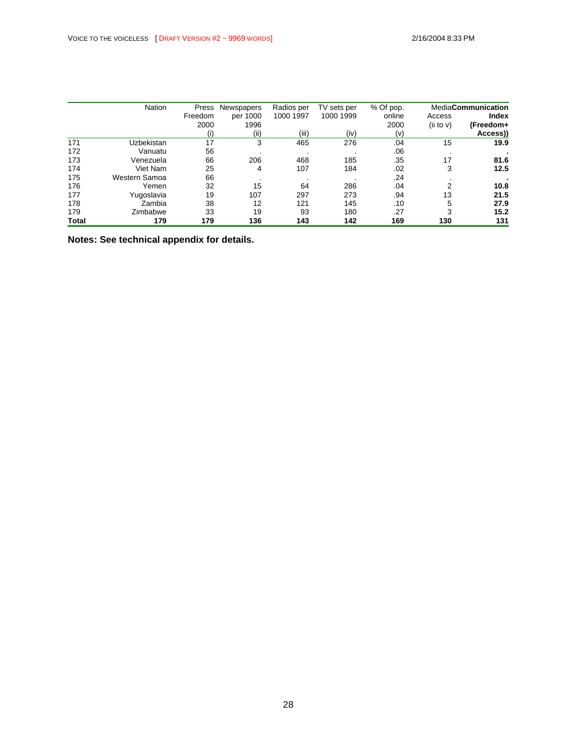| | Nation | Press Freedom 2000 (i) | Newspapers per 1000 1996 (ii) | Radios per 1000 1997 (iii) | TV sets per 1000 1999 (iv) | % Of pop. online 2000 (v) | Media Access (ii to v) | **Communication Index (Freedom+ Access))** |
|---|---|---|---|---|---|---|---|---|
| 171 | Uzbekistan | 17 | 3 | 465 | 276 | .04 | 15 | **19.9** |
| 172 | Vanuatu | 56 | . | . | . | .06 | . | **.** |
| 173 | Venezuela | 66 | 206 | 468 | 185 | .35 | 17 | **81.6** |
| 174 | Viet Nam | 25 | 4 | 107 | 184 | .02 | 3 | **12.5** |
| 175 | Western Samoa | 66 | . | . | . | .24 | . | **.** |
| 176 | Yemen | 32 | 15 | 64 | 286 | .04 | 2 | **10.8** |
| 177 | Yugoslavia | 19 | 107 | 297 | 273 | .94 | 13 | **21.5** |
| 178 | Zambia | 38 | 12 | 121 | 145 | .10 | 5 | **27.9** |
| 179 | Zimbabwe | 33 | 19 | 93 | 180 | .27 | 3 | **15.2** |
| **Total** | **179** | **179** | **136** | **143** | **142** | **169** | **130** | **131** |

**Notes: See technical appendix for details.**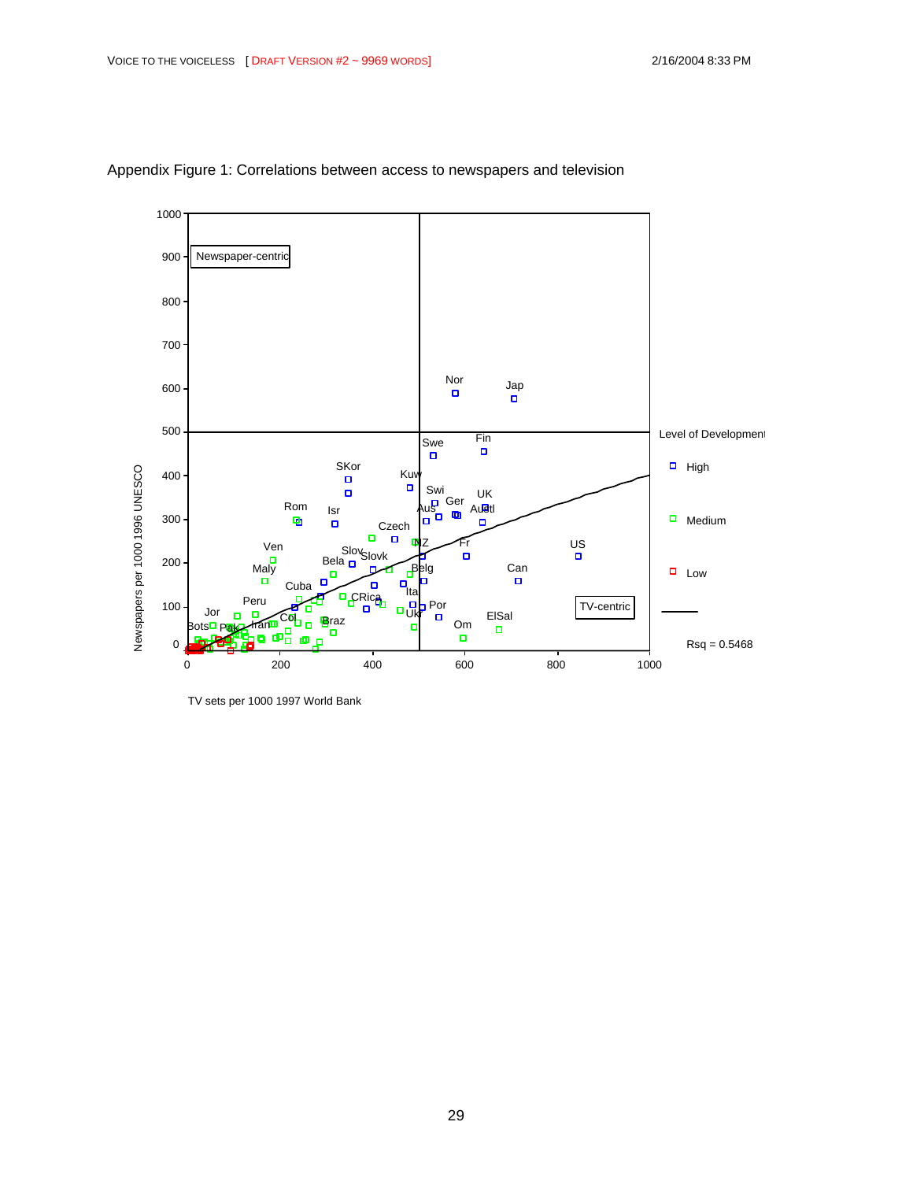Appendix Figure 1: Correlations between access to newspapers and television

Newspaper-centric

TV-centric

Level of Development

High

Medium

Low

Rsq = 0.5468

Newspapers per 1000 1996 UNESCO

TV sets per 1000 1997 World Bank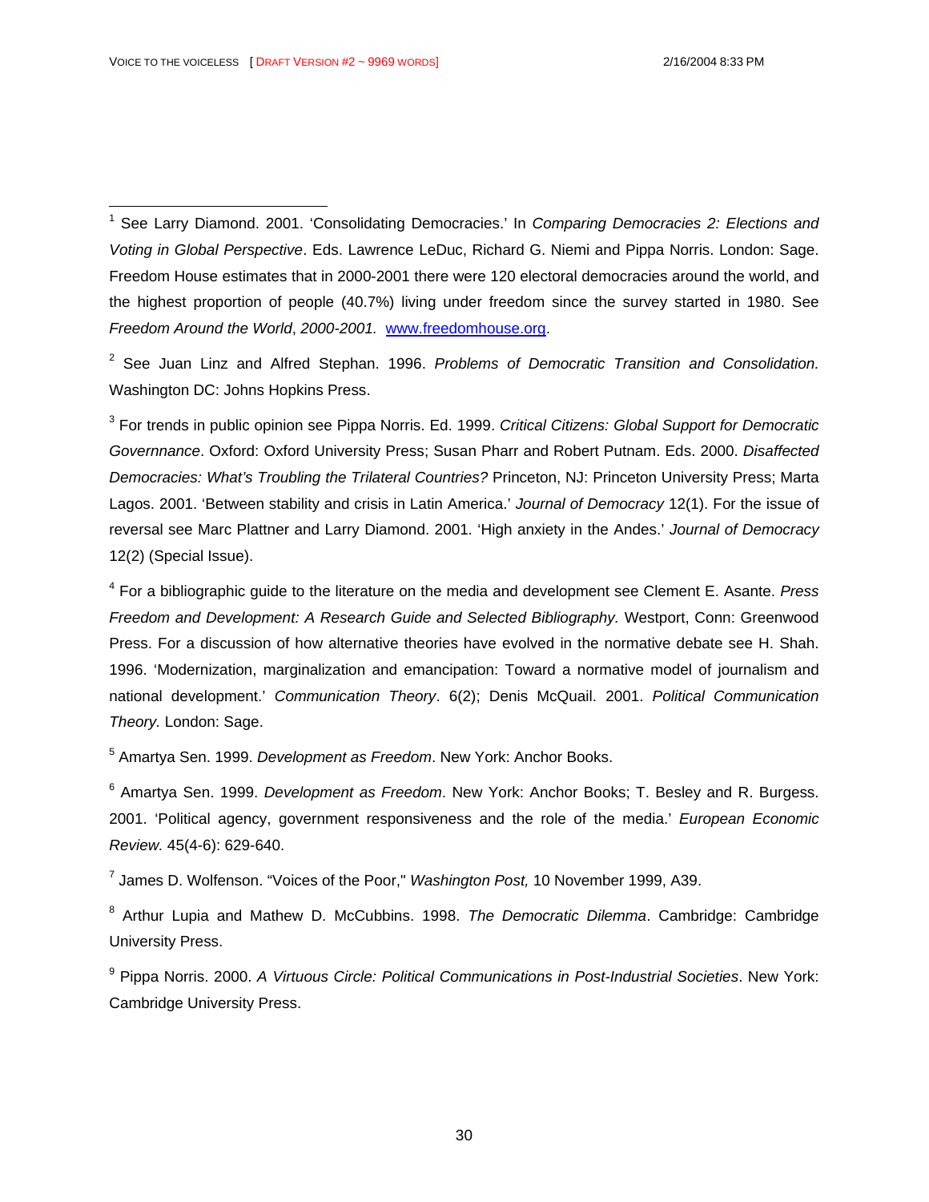[1] See Larry Diamond. 2001. 'Consolidating Democracies.' In *Comparing Democracies 2: Elections and Voting in Global Perspective*. Eds. Lawrence LeDuc, Richard G. Niemi and Pippa Norris. London: Sage. Freedom House estimates that in 2000-2001 there were 120 electoral democracies around the world, and the highest proportion of people (40.7%) living under freedom since the survey started in 1980. See *Freedom Around the World*, *2000-2001.* www.freedomhouse.org.

[2] See Juan Linz and Alfred Stephan. 1996. *Problems of Democratic Transition and Consolidation.* Washington DC: Johns Hopkins Press.

[3] For trends in public opinion see Pippa Norris. Ed. 1999. *Critical Citizens: Global Support for Democratic Governnance*. Oxford: Oxford University Press; Susan Pharr and Robert Putnam. Eds. 2000. *Disaffected Democracies: What's Troubling the Trilateral Countries?* Princeton, NJ: Princeton University Press; Marta Lagos. 2001. 'Between stability and crisis in Latin America.' *Journal of Democracy* 12(1). For the issue of reversal see Marc Plattner and Larry Diamond. 2001. 'High anxiety in the Andes.' *Journal of Democracy* 12(2) (Special Issue).

[4] For a bibliographic guide to the literature on the media and development see Clement E. Asante. *Press Freedom and Development: A Research Guide and Selected Bibliography.* Westport, Conn: Greenwood Press. For a discussion of how alternative theories have evolved in the normative debate see H. Shah. 1996. 'Modernization, marginalization and emancipation: Toward a normative model of journalism and national development.' *Communication Theory*. 6(2); Denis McQuail. 2001. *Political Communication Theory.* London: Sage.

[5] Amartya Sen. 1999. *Development as Freedom*. New York: Anchor Books.

[6] Amartya Sen. 1999. *Development as Freedom*. New York: Anchor Books; T. Besley and R. Burgess. 2001. 'Political agency, government responsiveness and the role of the media.' *European Economic Review.* 45(4-6): 629-640.

[7] James D. Wolfenson. "Voices of the Poor," *Washington Post,* 10 November 1999, A39.

[8] Arthur Lupia and Mathew D. McCubbins. 1998. *The Democratic Dilemma*. Cambridge: Cambridge University Press.

[9] Pippa Norris. 2000. *A Virtuous Circle: Political Communications in Post-Industrial Societies*. New York: Cambridge University Press.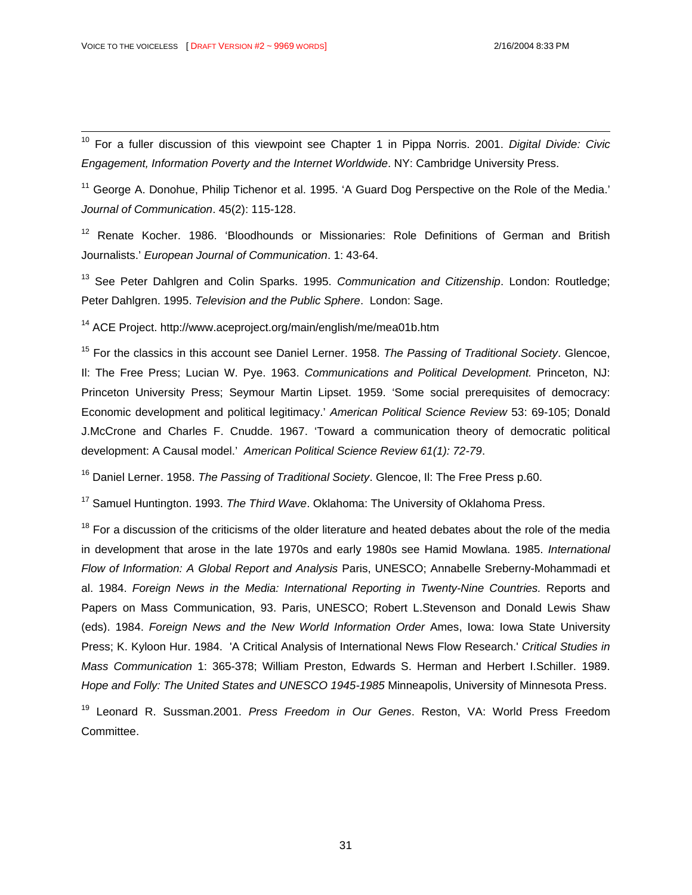[10] For a fuller discussion of this viewpoint see Chapter 1 in Pippa Norris. 2001. *Digital Divide: Civic Engagement, Information Poverty and the Internet Worldwide*. NY: Cambridge University Press.

[11] George A. Donohue, Philip Tichenor et al. 1995. 'A Guard Dog Perspective on the Role of the Media.' *Journal of Communication*. 45(2): 115-128.

[12] Renate Kocher. 1986. 'Bloodhounds or Missionaries: Role Definitions of German and British Journalists.' *European Journal of Communication*. 1: 43-64.

[13] See Peter Dahlgren and Colin Sparks. 1995. *Communication and Citizenship*. London: Routledge; Peter Dahlgren. 1995. *Television and the Public Sphere*. London: Sage.

[14] ACE Project. http://www.aceproject.org/main/english/me/mea01b.htm

[15] For the classics in this account see Daniel Lerner. 1958. *The Passing of Traditional Society*. Glencoe, Il: The Free Press; Lucian W. Pye. 1963. *Communications and Political Development.* Princeton, NJ: Princeton University Press; Seymour Martin Lipset. 1959. 'Some social prerequisites of democracy: Economic development and political legitimacy.' *American Political Science Review* 53: 69-105; Donald J.McCrone and Charles F. Cnudde. 1967. 'Toward a communication theory of democratic political development: A Causal model.' *American Political Science Review 61(1): 72-79*.

[16] Daniel Lerner. 1958. *The Passing of Traditional Society*. Glencoe, Il: The Free Press p.60.

[17] Samuel Huntington. 1993. *The Third Wave*. Oklahoma: The University of Oklahoma Press.

[18] For a discussion of the criticisms of the older literature and heated debates about the role of the media in development that arose in the late 1970s and early 1980s see Hamid Mowlana. 1985. *International Flow of Information: A Global Report and Analysis* Paris, UNESCO; Annabelle Sreberny-Mohammadi et al. 1984. *Foreign News in the Media: International Reporting in Twenty-Nine Countries.* Reports and Papers on Mass Communication, 93. Paris, UNESCO; Robert L.Stevenson and Donald Lewis Shaw (eds). 1984. *Foreign News and the New World Information Order* Ames, Iowa: Iowa State University Press; K. Kyloon Hur. 1984. 'A Critical Analysis of International News Flow Research.' *Critical Studies in Mass Communication* 1: 365-378; William Preston, Edwards S. Herman and Herbert I.Schiller. 1989. *Hope and Folly: The United States and UNESCO 1945-1985* Minneapolis, University of Minnesota Press.

[19] Leonard R. Sussman.2001. *Press Freedom in Our Genes*. Reston, VA: World Press Freedom Committee.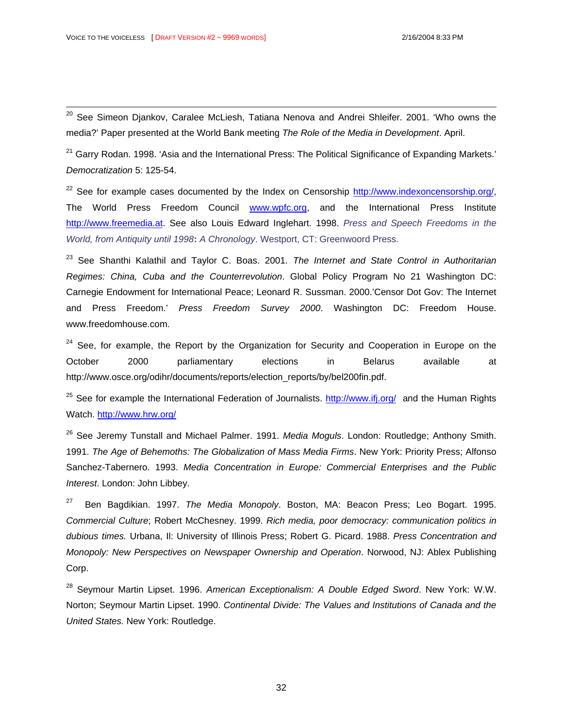[20] See Simeon Djankov, Caralee McLiesh, Tatiana Nenova and Andrei Shleifer. 2001. 'Who owns the media?' Paper presented at the World Bank meeting *The Role of the Media in Development*. April.

[21] Garry Rodan. 1998. 'Asia and the International Press: The Political Significance of Expanding Markets.' *Democratization* 5: 125-54.

[22] See for example cases documented by the Index on Censorship http://www.indexoncensorship.org/, The World Press Freedom Council www.wpfc.org, and the International Press Institute http://www.freemedia.at. See also Louis Edward Inglehart. 1998. *Press and Speech Freedoms in the World, from Antiquity until 1998*: *A Chronology*. Westport, CT: Greenwoord Press.

[23] See Shanthi Kalathil and Taylor C. Boas. 2001. *The Internet and State Control in Authoritarian Regimes: China, Cuba and the Counterrevolution*. Global Policy Program No 21 Washington DC: Carnegie Endowment for International Peace; Leonard R. Sussman. 2000.'Censor Dot Gov: The Internet and Press Freedom.' *Press Freedom Survey 2000*. Washington DC: Freedom House. www.freedomhouse.com.

[24] See, for example, the Report by the Organization for Security and Cooperation in Europe on the October 2000 parliamentary elections in Belarus available at http://www.osce.org/odihr/documents/reports/election_reports/by/bel200fin.pdf.

[25] See for example the International Federation of Journalists. http://www.ifj.org/ and the Human Rights Watch. http://www.hrw.org/

[26] See Jeremy Tunstall and Michael Palmer. 1991. *Media Moguls*. London: Routledge; Anthony Smith. 1991. *The Age of Behemoths: The Globalization of Mass Media Firms*. New York: Priority Press; Alfonso Sanchez-Tabernero. 1993. *Media Concentration in Europe: Commercial Enterprises and the Public Interest*. London: John Libbey.

[27] Ben Bagdikian. 1997. *The Media Monopoly*. Boston, MA: Beacon Press; Leo Bogart. 1995. *Commercial Culture*; Robert McChesney. 1999. *Rich media, poor democracy: communication politics in dubious times.* Urbana, Il: University of Illinois Press; Robert G. Picard. 1988. *Press Concentration and Monopoly: New Perspectives on Newspaper Ownership and Operation*. Norwood, NJ: Ablex Publishing Corp.

[28] Seymour Martin Lipset. 1996. *American Exceptionalism: A Double Edged Sword*. New York: W.W. Norton; Seymour Martin Lipset. 1990. *Continental Divide: The Values and Institutions of Canada and the United States.* New York: Routledge.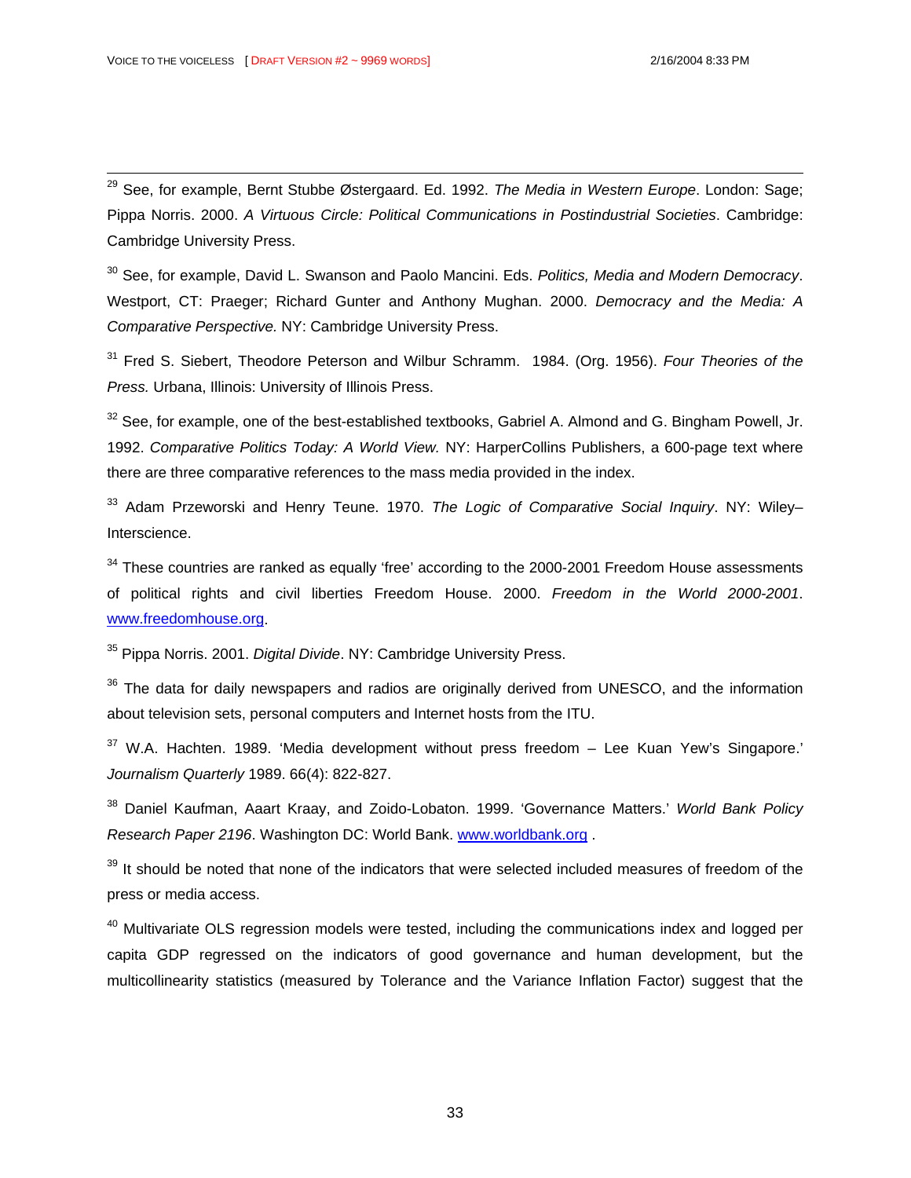[29] See, for example, Bernt Stubbe Østergaard. Ed. 1992. *The Media in Western Europe*. London: Sage; Pippa Norris. 2000. *A Virtuous Circle: Political Communications in Postindustrial Societies*. Cambridge: Cambridge University Press.

[30] See, for example, David L. Swanson and Paolo Mancini. Eds. *Politics, Media and Modern Democracy*. Westport, CT: Praeger; Richard Gunter and Anthony Mughan. 2000. *Democracy and the Media: A Comparative Perspective.* NY: Cambridge University Press.

[31] Fred S. Siebert, Theodore Peterson and Wilbur Schramm. 1984. (Org. 1956). *Four Theories of the Press.* Urbana, Illinois: University of Illinois Press.

[32] See, for example, one of the best-established textbooks, Gabriel A. Almond and G. Bingham Powell, Jr. 1992. *Comparative Politics Today: A World View.* NY: HarperCollins Publishers, a 600-page text where there are three comparative references to the mass media provided in the index.

[33] Adam Przeworski and Henry Teune. 1970. *The Logic of Comparative Social Inquiry*. NY: Wiley–Interscience.

[34] These countries are ranked as equally 'free' according to the 2000-2001 Freedom House assessments of political rights and civil liberties Freedom House. 2000. *Freedom in the World 2000-2001*. www.freedomhouse.org.

[35] Pippa Norris. 2001. *Digital Divide*. NY: Cambridge University Press.

[36] The data for daily newspapers and radios are originally derived from UNESCO, and the information about television sets, personal computers and Internet hosts from the ITU.

[37] W.A. Hachten. 1989. 'Media development without press freedom – Lee Kuan Yew's Singapore.' *Journalism Quarterly* 1989. 66(4): 822-827.

[38] Daniel Kaufman, Aaart Kraay, and Zoido-Lobaton. 1999. 'Governance Matters.' *World Bank Policy Research Paper 2196*. Washington DC: World Bank. www.worldbank.org .

[39] It should be noted that none of the indicators that were selected included measures of freedom of the press or media access.

[40] Multivariate OLS regression models were tested, including the communications index and logged per capita GDP regressed on the indicators of good governance and human development, but the multicollinearity statistics (measured by Tolerance and the Variance Inflation Factor) suggest that the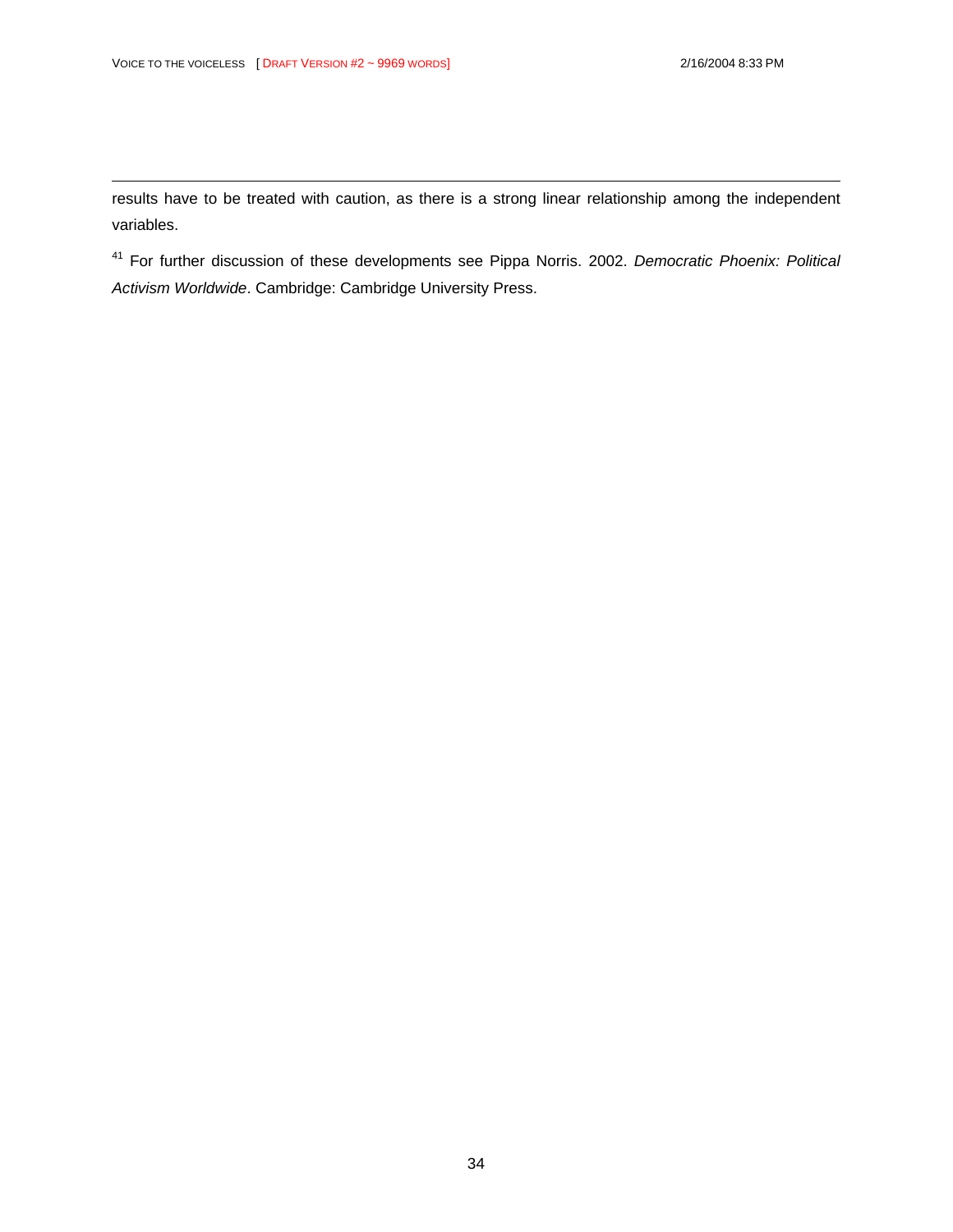results have to be treated with caution, as there is a strong linear relationship among the independent variables.

[41] For further discussion of these developments see Pippa Norris. 2002. *Democratic Phoenix: Political Activism Worldwide*. Cambridge: Cambridge University Press.